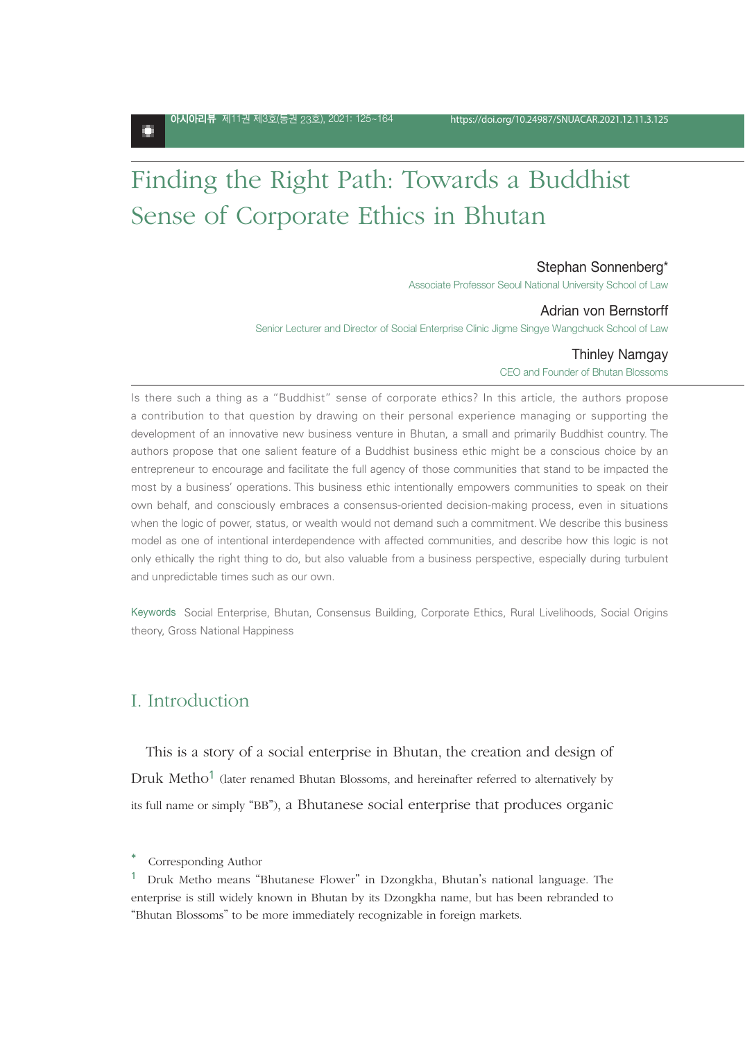# Finding the Right Path: Towards a Buddhist Sense of Corporate Ethics in Bhutan

Stephan Sonnenberg*
Associate Professor Seoul National University School of Law

Adrian von Bernstorff
Senior Lecturer and Director of Social Enterprise Clinic Jigme Singye Wangchuck School of Law

Thinley Namgay
CEO and Founder of Bhutan Blossoms

Is there such a thing as a "Buddhist" sense of corporate ethics? In this article, the authors propose a contribution to that question by drawing on their personal experience managing or supporting the development of an innovative new business venture in Bhutan, a small and primarily Buddhist country. The authors propose that one salient feature of a Buddhist business ethic might be a conscious choice by an entrepreneur to encourage and facilitate the full agency of those communities that stand to be impacted the most by a business' operations. This business ethic intentionally empowers communities to speak on their own behalf, and consciously embraces a consensus-oriented decision-making process, even in situations when the logic of power, status, or wealth would not demand such a commitment. We describe this business model as one of intentional interdependence with affected communities, and describe how this logic is not only ethically the right thing to do, but also valuable from a business perspective, especially during turbulent and unpredictable times such as our own.

Keywords Social Enterprise, Bhutan, Consensus Building, Corporate Ethics, Rural Livelihoods, Social Origins theory, Gross National Happiness

## I. Introduction

This is a story of a social enterprise in Bhutan, the creation and design of Druk Metho[1] (later renamed Bhutan Blossoms, and hereinafter referred to alternatively by its full name or simply "BB"), a Bhutanese social enterprise that produces organic

\* Corresponding Author

1 Druk Metho means "Bhutanese Flower" in Dzongkha, Bhutan's national language. The enterprise is still widely known in Bhutan by its Dzongkha name, but has been rebranded to "Bhutan Blossoms" to be more immediately recognizable in foreign markets.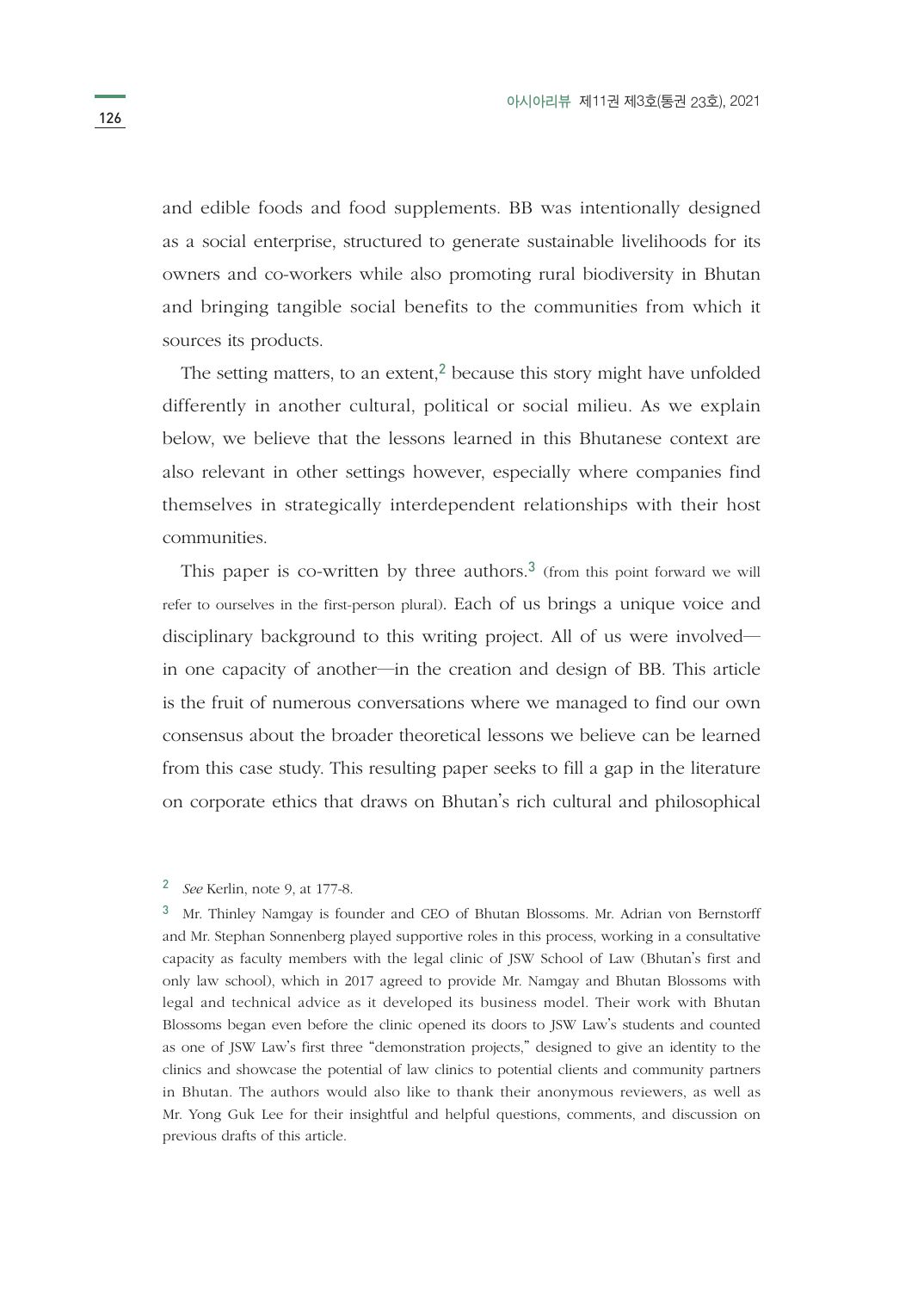and edible foods and food supplements. BB was intentionally designed as a social enterprise, structured to generate sustainable livelihoods for its owners and co-workers while also promoting rural biodiversity in Bhutan and bringing tangible social benefits to the communities from which it sources its products.

The setting matters, to an extent,[2] because this story might have unfolded differently in another cultural, political or social milieu. As we explain below, we believe that the lessons learned in this Bhutanese context are also relevant in other settings however, especially where companies find themselves in strategically interdependent relationships with their host communities.

This paper is co-written by three authors.[3] (from this point forward we will refer to ourselves in the first-person plural). Each of us brings a unique voice and disciplinary background to this writing project. All of us were involved—in one capacity of another—in the creation and design of BB. This article is the fruit of numerous conversations where we managed to find our own consensus about the broader theoretical lessons we believe can be learned from this case study. This resulting paper seeks to fill a gap in the literature on corporate ethics that draws on Bhutan's rich cultural and philosophical

---

[2] *See* Kerlin, note 9, at 177-8.

[3] Mr. Thinley Namgay is founder and CEO of Bhutan Blossoms. Mr. Adrian von Bernstorff and Mr. Stephan Sonnenberg played supportive roles in this process, working in a consultative capacity as faculty members with the legal clinic of JSW School of Law (Bhutan's first and only law school), which in 2017 agreed to provide Mr. Namgay and Bhutan Blossoms with legal and technical advice as it developed its business model. Their work with Bhutan Blossoms began even before the clinic opened its doors to JSW Law's students and counted as one of JSW Law's first three "demonstration projects," designed to give an identity to the clinics and showcase the potential of law clinics to potential clients and community partners in Bhutan. The authors would also like to thank their anonymous reviewers, as well as Mr. Yong Guk Lee for their insightful and helpful questions, comments, and discussion on previous drafts of this article.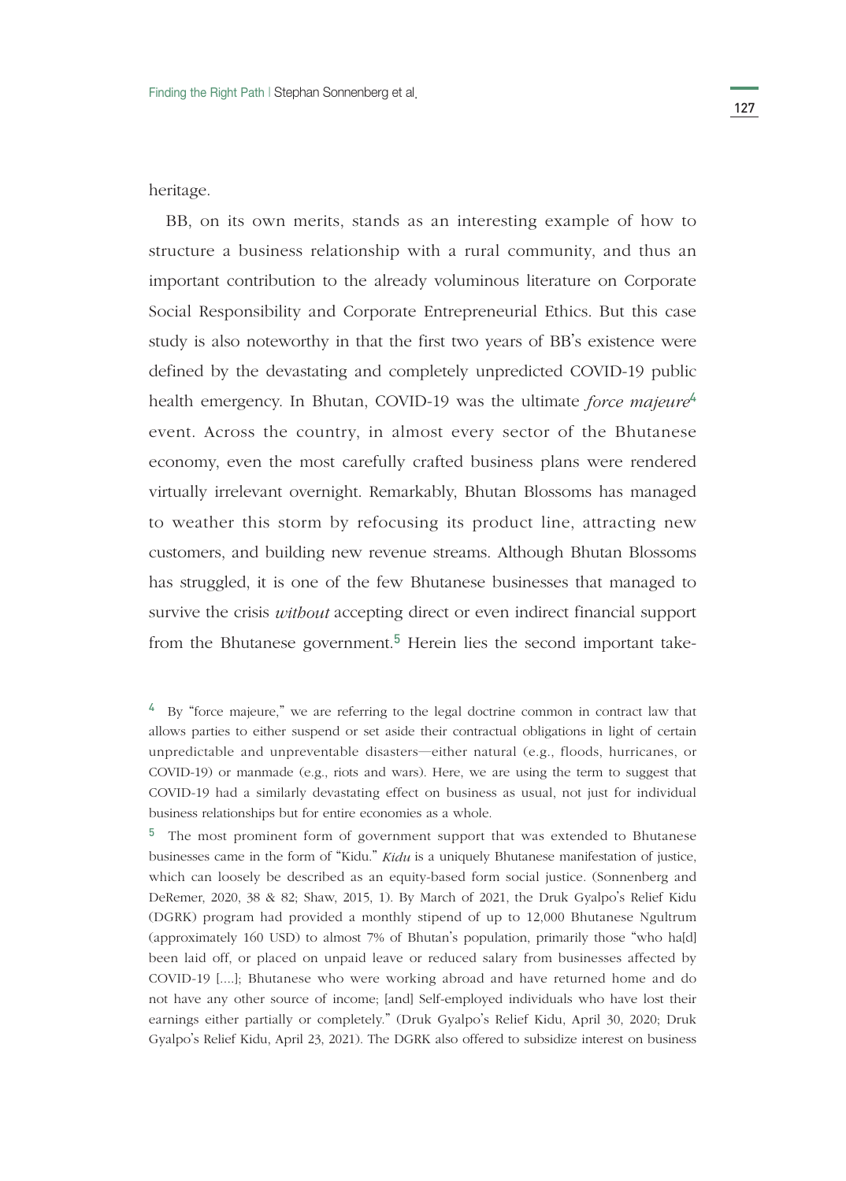heritage.

BB, on its own merits, stands as an interesting example of how to structure a business relationship with a rural community, and thus an important contribution to the already voluminous literature on Corporate Social Responsibility and Corporate Entrepreneurial Ethics. But this case study is also noteworthy in that the first two years of BB's existence were defined by the devastating and completely unpredicted COVID-19 public health emergency. In Bhutan, COVID-19 was the ultimate *force majeure*[4] event. Across the country, in almost every sector of the Bhutanese economy, even the most carefully crafted business plans were rendered virtually irrelevant overnight. Remarkably, Bhutan Blossoms has managed to weather this storm by refocusing its product line, attracting new customers, and building new revenue streams. Although Bhutan Blossoms has struggled, it is one of the few Bhutanese businesses that managed to survive the crisis *without* accepting direct or even indirect financial support from the Bhutanese government.[5] Herein lies the second important take-

[4] By "force majeure," we are referring to the legal doctrine common in contract law that allows parties to either suspend or set aside their contractual obligations in light of certain unpredictable and unpreventable disasters—either natural (e.g., floods, hurricanes, or COVID-19) or manmade (e.g., riots and wars). Here, we are using the term to suggest that COVID-19 had a similarly devastating effect on business as usual, not just for individual business relationships but for entire economies as a whole.

[5] The most prominent form of government support that was extended to Bhutanese businesses came in the form of "Kidu." *Kidu* is a uniquely Bhutanese manifestation of justice, which can loosely be described as an equity-based form social justice. (Sonnenberg and DeRemer, 2020, 38 & 82; Shaw, 2015, 1). By March of 2021, the Druk Gyalpo's Relief Kidu (DGRK) program had provided a monthly stipend of up to 12,000 Bhutanese Ngultrum (approximately 160 USD) to almost 7% of Bhutan's population, primarily those "who ha[d] been laid off, or placed on unpaid leave or reduced salary from businesses affected by COVID-19 [....]; Bhutanese who were working abroad and have returned home and do not have any other source of income; [and] Self-employed individuals who have lost their earnings either partially or completely." (Druk Gyalpo's Relief Kidu, April 30, 2020; Druk Gyalpo's Relief Kidu, April 23, 2021). The DGRK also offered to subsidize interest on business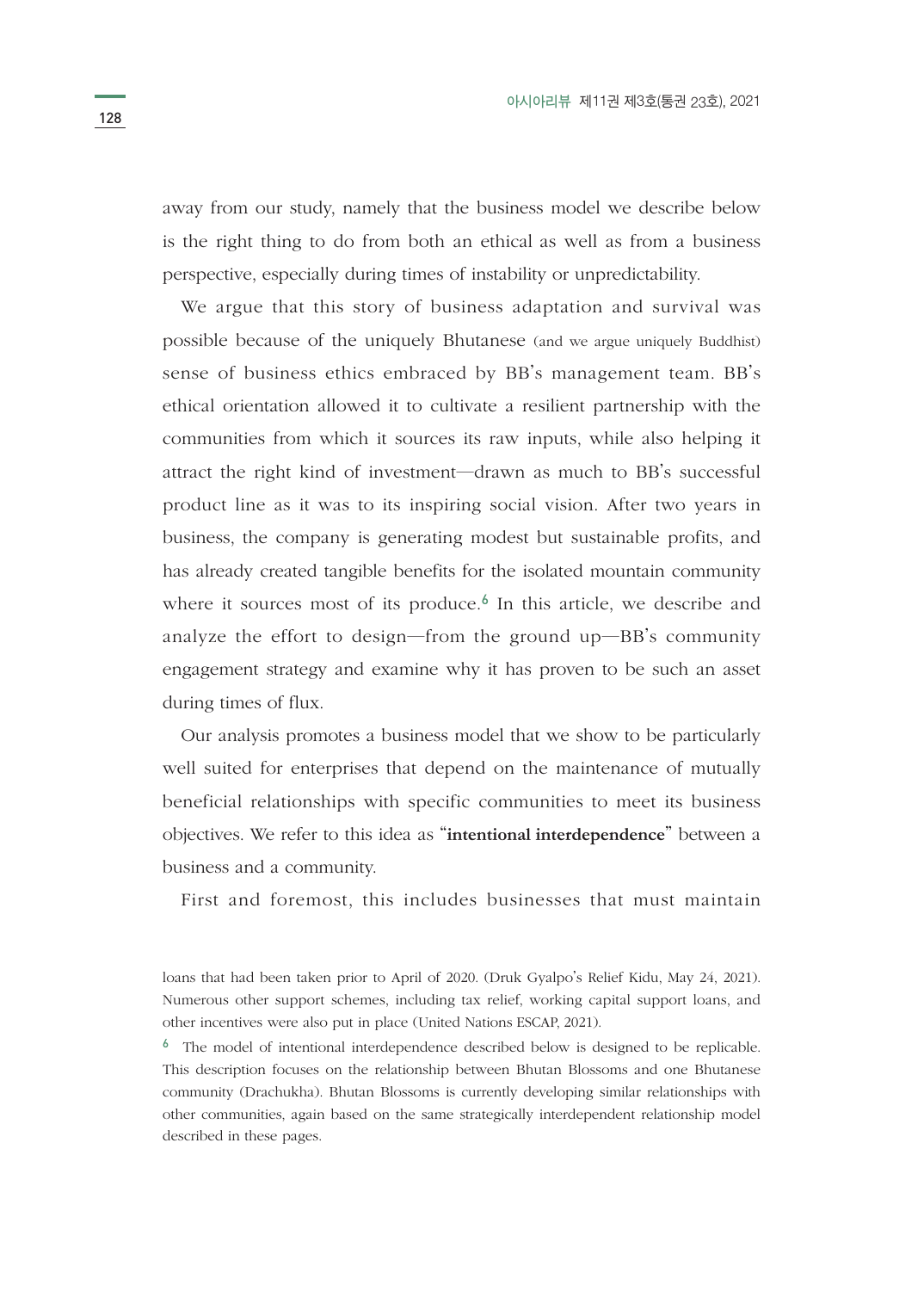away from our study, namely that the business model we describe below is the right thing to do from both an ethical as well as from a business perspective, especially during times of instability or unpredictability.

We argue that this story of business adaptation and survival was possible because of the uniquely Bhutanese (and we argue uniquely Buddhist) sense of business ethics embraced by BB's management team. BB's ethical orientation allowed it to cultivate a resilient partnership with the communities from which it sources its raw inputs, while also helping it attract the right kind of investment—drawn as much to BB's successful product line as it was to its inspiring social vision. After two years in business, the company is generating modest but sustainable profits, and has already created tangible benefits for the isolated mountain community where it sources most of its produce.[6] In this article, we describe and analyze the effort to design—from the ground up—BB's community engagement strategy and examine why it has proven to be such an asset during times of flux.

Our analysis promotes a business model that we show to be particularly well suited for enterprises that depend on the maintenance of mutually beneficial relationships with specific communities to meet its business objectives. We refer to this idea as "**intentional interdependence**" between a business and a community.

First and foremost, this includes businesses that must maintain

---

loans that had been taken prior to April of 2020. (Druk Gyalpo's Relief Kidu, May 24, 2021). Numerous other support schemes, including tax relief, working capital support loans, and other incentives were also put in place (United Nations ESCAP, 2021).

[6] The model of intentional interdependence described below is designed to be replicable. This description focuses on the relationship between Bhutan Blossoms and one Bhutanese community (Drachukha). Bhutan Blossoms is currently developing similar relationships with other communities, again based on the same strategically interdependent relationship model described in these pages.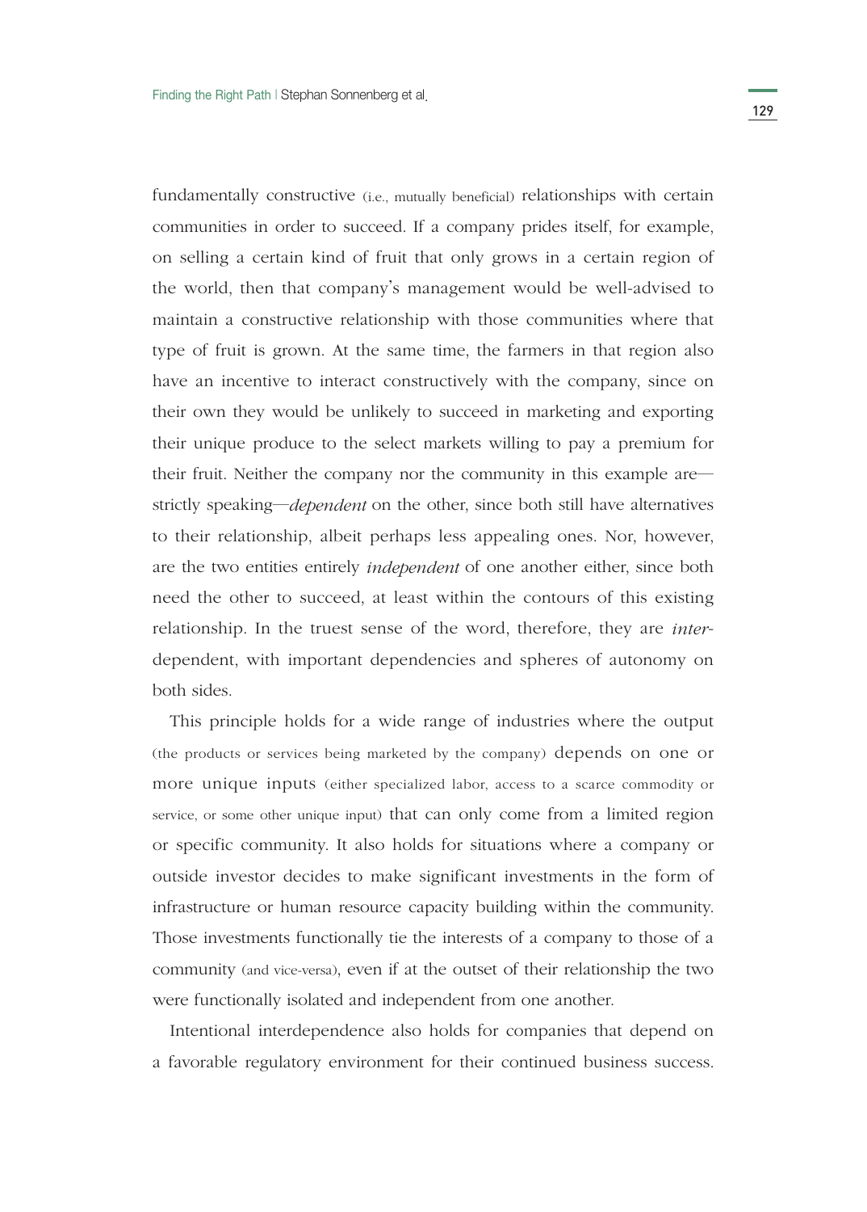fundamentally constructive (i.e., mutually beneficial) relationships with certain communities in order to succeed. If a company prides itself, for example, on selling a certain kind of fruit that only grows in a certain region of the world, then that company's management would be well-advised to maintain a constructive relationship with those communities where that type of fruit is grown. At the same time, the farmers in that region also have an incentive to interact constructively with the company, since on their own they would be unlikely to succeed in marketing and exporting their unique produce to the select markets willing to pay a premium for their fruit. Neither the company nor the community in this example are—strictly speaking—*dependent* on the other, since both still have alternatives to their relationship, albeit perhaps less appealing ones. Nor, however, are the two entities entirely *independent* of one another either, since both need the other to succeed, at least within the contours of this existing relationship. In the truest sense of the word, therefore, they are *inter*-dependent, with important dependencies and spheres of autonomy on both sides.

This principle holds for a wide range of industries where the output (the products or services being marketed by the company) depends on one or more unique inputs (either specialized labor, access to a scarce commodity or service, or some other unique input) that can only come from a limited region or specific community. It also holds for situations where a company or outside investor decides to make significant investments in the form of infrastructure or human resource capacity building within the community. Those investments functionally tie the interests of a company to those of a community (and vice-versa), even if at the outset of their relationship the two were functionally isolated and independent from one another.

Intentional interdependence also holds for companies that depend on a favorable regulatory environment for their continued business success.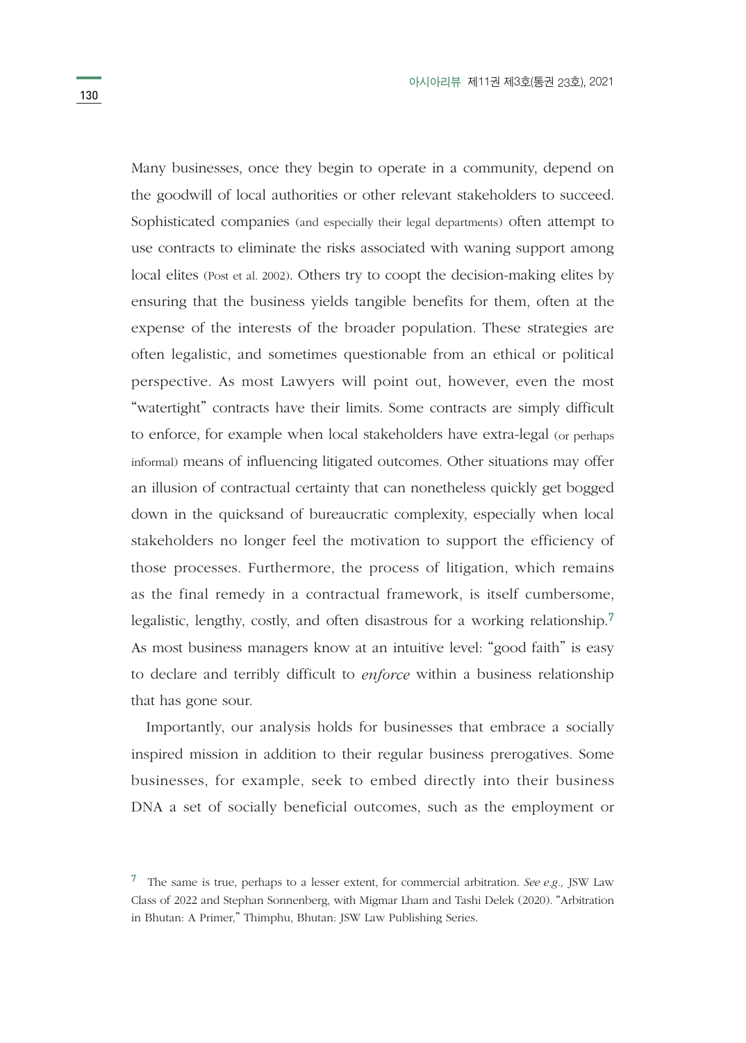Many businesses, once they begin to operate in a community, depend on the goodwill of local authorities or other relevant stakeholders to succeed. Sophisticated companies (and especially their legal departments) often attempt to use contracts to eliminate the risks associated with waning support among local elites (Post et al. 2002). Others try to coopt the decision-making elites by ensuring that the business yields tangible benefits for them, often at the expense of the interests of the broader population. These strategies are often legalistic, and sometimes questionable from an ethical or political perspective. As most Lawyers will point out, however, even the most "watertight" contracts have their limits. Some contracts are simply difficult to enforce, for example when local stakeholders have extra-legal (or perhaps informal) means of influencing litigated outcomes. Other situations may offer an illusion of contractual certainty that can nonetheless quickly get bogged down in the quicksand of bureaucratic complexity, especially when local stakeholders no longer feel the motivation to support the efficiency of those processes. Furthermore, the process of litigation, which remains as the final remedy in a contractual framework, is itself cumbersome, legalistic, lengthy, costly, and often disastrous for a working relationship.[7] As most business managers know at an intuitive level: "good faith" is easy to declare and terribly difficult to *enforce* within a business relationship that has gone sour.

Importantly, our analysis holds for businesses that embrace a socially inspired mission in addition to their regular business prerogatives. Some businesses, for example, seek to embed directly into their business DNA a set of socially beneficial outcomes, such as the employment or

[7] The same is true, perhaps to a lesser extent, for commercial arbitration. *See e.g.,* JSW Law Class of 2022 and Stephan Sonnenberg, with Migmar Lham and Tashi Delek (2020). "Arbitration in Bhutan: A Primer," Thimphu, Bhutan: JSW Law Publishing Series.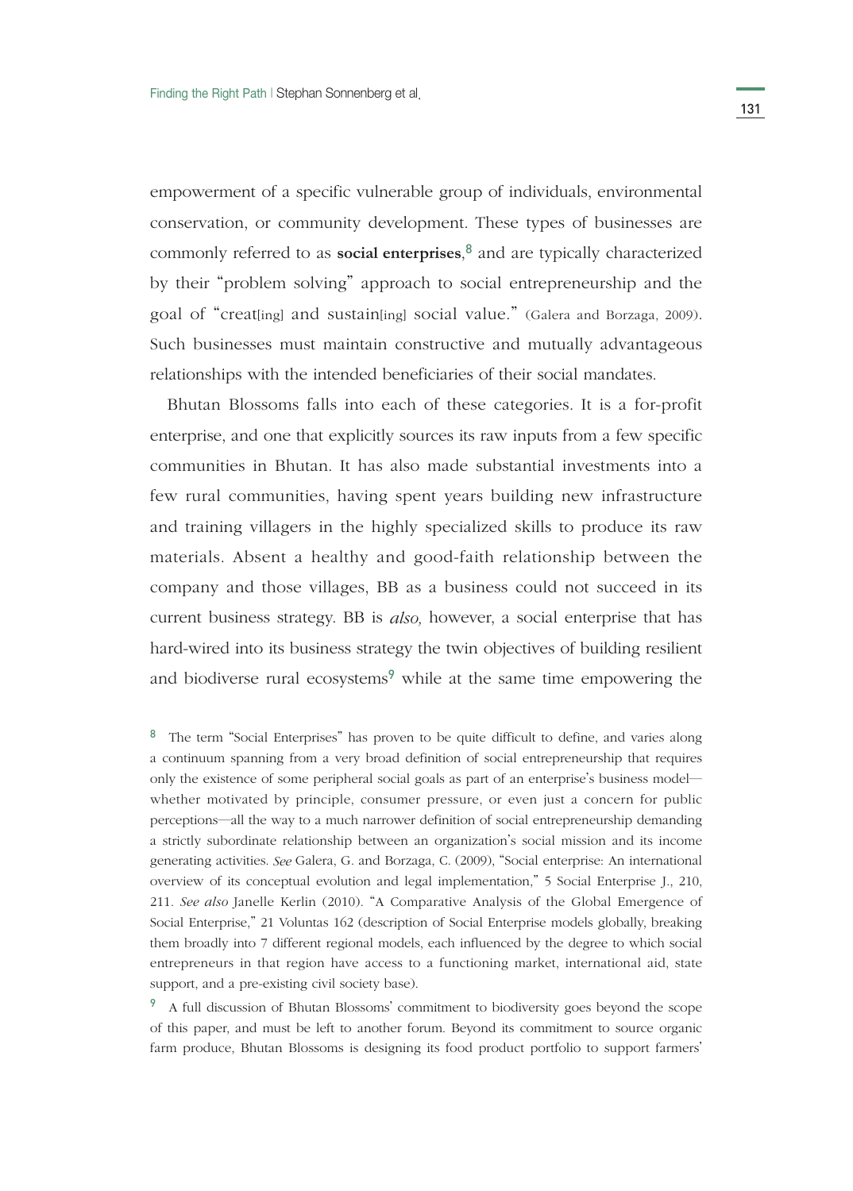empowerment of a specific vulnerable group of individuals, environmental conservation, or community development. These types of businesses are commonly referred to as **social enterprises**,[8] and are typically characterized by their "problem solving" approach to social entrepreneurship and the goal of "creat[ing] and sustain[ing] social value." (Galera and Borzaga, 2009). Such businesses must maintain constructive and mutually advantageous relationships with the intended beneficiaries of their social mandates.

Bhutan Blossoms falls into each of these categories. It is a for-profit enterprise, and one that explicitly sources its raw inputs from a few specific communities in Bhutan. It has also made substantial investments into a few rural communities, having spent years building new infrastructure and training villagers in the highly specialized skills to produce its raw materials. Absent a healthy and good-faith relationship between the company and those villages, BB as a business could not succeed in its current business strategy. BB is *also,* however, a social enterprise that has hard-wired into its business strategy the twin objectives of building resilient and biodiverse rural ecosystems[9] while at the same time empowering the

[8] The term "Social Enterprises" has proven to be quite difficult to define, and varies along a continuum spanning from a very broad definition of social entrepreneurship that requires only the existence of some peripheral social goals as part of an enterprise's business model—whether motivated by principle, consumer pressure, or even just a concern for public perceptions—all the way to a much narrower definition of social entrepreneurship demanding a strictly subordinate relationship between an organization's social mission and its income generating activities. *See* Galera, G. and Borzaga, C. (2009), "Social enterprise: An international overview of its conceptual evolution and legal implementation," 5 Social Enterprise J., 210, 211. *See also* Janelle Kerlin (2010). "A Comparative Analysis of the Global Emergence of Social Enterprise," 21 Voluntas 162 (description of Social Enterprise models globally, breaking them broadly into 7 different regional models, each influenced by the degree to which social entrepreneurs in that region have access to a functioning market, international aid, state support, and a pre-existing civil society base).

[9] A full discussion of Bhutan Blossoms' commitment to biodiversity goes beyond the scope of this paper, and must be left to another forum. Beyond its commitment to source organic farm produce, Bhutan Blossoms is designing its food product portfolio to support farmers'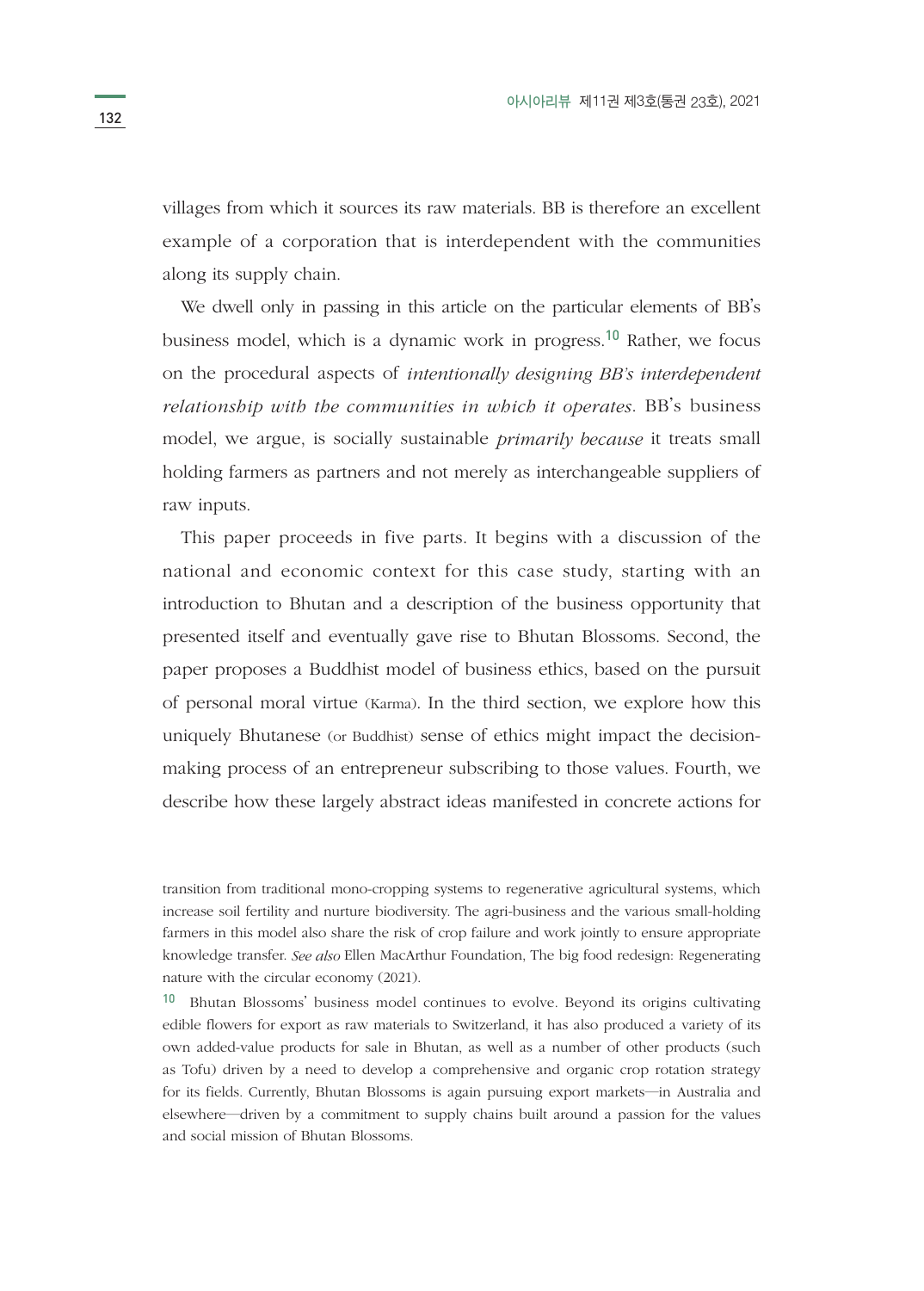villages from which it sources its raw materials. BB is therefore an excellent example of a corporation that is interdependent with the communities along its supply chain.

We dwell only in passing in this article on the particular elements of BB's business model, which is a dynamic work in progress.[10] Rather, we focus on the procedural aspects of *intentionally designing BB's interdependent relationship with the communities in which it operates*. BB's business model, we argue, is socially sustainable *primarily because* it treats small holding farmers as partners and not merely as interchangeable suppliers of raw inputs.

This paper proceeds in five parts. It begins with a discussion of the national and economic context for this case study, starting with an introduction to Bhutan and a description of the business opportunity that presented itself and eventually gave rise to Bhutan Blossoms. Second, the paper proposes a Buddhist model of business ethics, based on the pursuit of personal moral virtue (Karma). In the third section, we explore how this uniquely Bhutanese (or Buddhist) sense of ethics might impact the decision-making process of an entrepreneur subscribing to those values. Fourth, we describe how these largely abstract ideas manifested in concrete actions for

---

transition from traditional mono-cropping systems to regenerative agricultural systems, which increase soil fertility and nurture biodiversity. The agri-business and the various small-holding farmers in this model also share the risk of crop failure and work jointly to ensure appropriate knowledge transfer. *See also* Ellen MacArthur Foundation, The big food redesign: Regenerating nature with the circular economy (2021).

[10] Bhutan Blossoms' business model continues to evolve. Beyond its origins cultivating edible flowers for export as raw materials to Switzerland, it has also produced a variety of its own added-value products for sale in Bhutan, as well as a number of other products (such as Tofu) driven by a need to develop a comprehensive and organic crop rotation strategy for its fields. Currently, Bhutan Blossoms is again pursuing export markets—in Australia and elsewhere—driven by a commitment to supply chains built around a passion for the values and social mission of Bhutan Blossoms.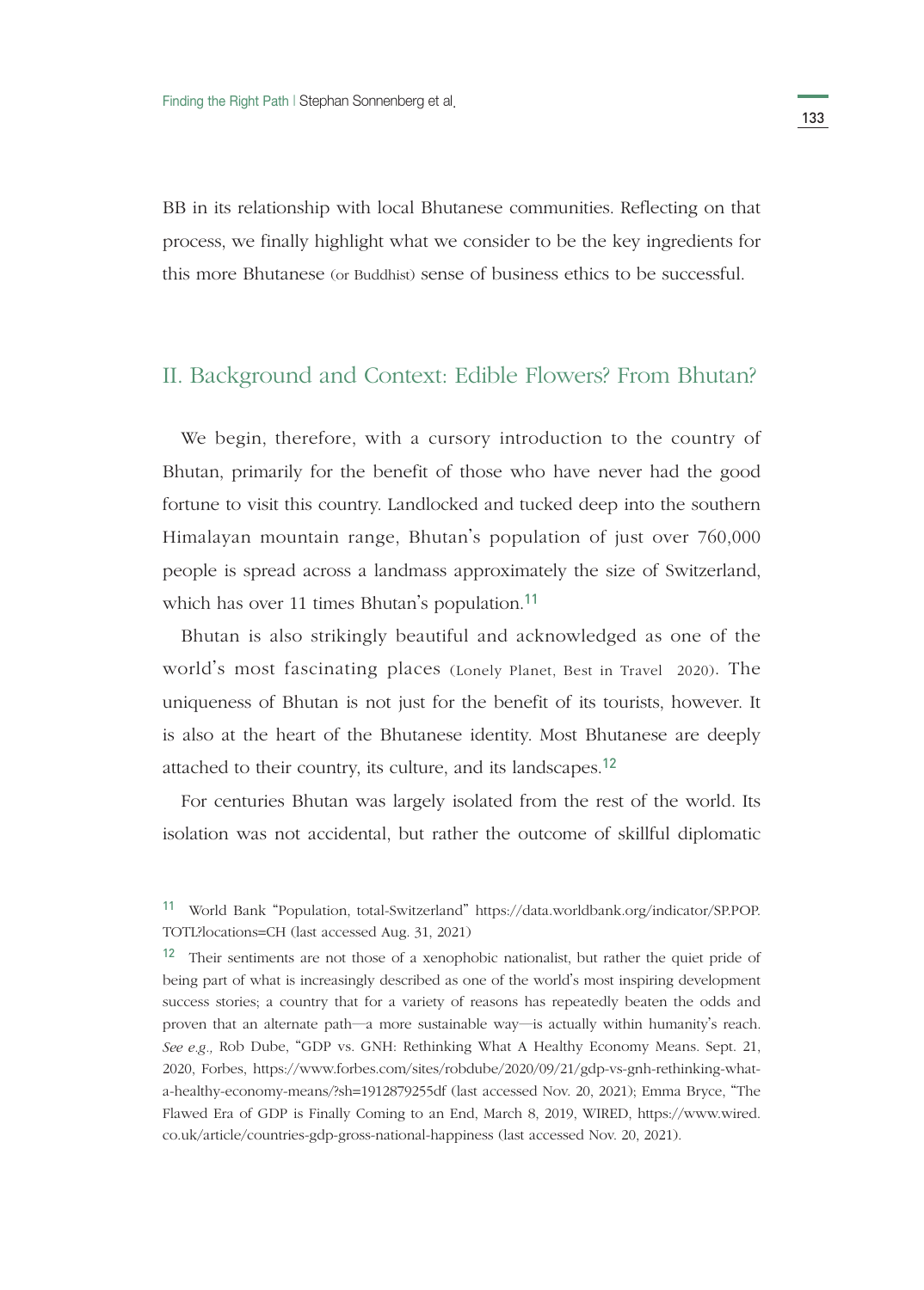BB in its relationship with local Bhutanese communities. Reflecting on that process, we finally highlight what we consider to be the key ingredients for this more Bhutanese (or Buddhist) sense of business ethics to be successful.

## II. Background and Context: Edible Flowers? From Bhutan?

We begin, therefore, with a cursory introduction to the country of Bhutan, primarily for the benefit of those who have never had the good fortune to visit this country. Landlocked and tucked deep into the southern Himalayan mountain range, Bhutan's population of just over 760,000 people is spread across a landmass approximately the size of Switzerland, which has over 11 times Bhutan's population.[11]

Bhutan is also strikingly beautiful and acknowledged as one of the world's most fascinating places (Lonely Planet, Best in Travel 2020). The uniqueness of Bhutan is not just for the benefit of its tourists, however. It is also at the heart of the Bhutanese identity. Most Bhutanese are deeply attached to their country, its culture, and its landscapes.[12]

For centuries Bhutan was largely isolated from the rest of the world. Its isolation was not accidental, but rather the outcome of skillful diplomatic

---

[11] World Bank "Population, total-Switzerland" https://data.worldbank.org/indicator/SP.POP.TOTL?locations=CH (last accessed Aug. 31, 2021)

[12] Their sentiments are not those of a xenophobic nationalist, but rather the quiet pride of being part of what is increasingly described as one of the world's most inspiring development success stories; a country that for a variety of reasons has repeatedly beaten the odds and proven that an alternate path—a more sustainable way—is actually within humanity's reach. *See e.g.,* Rob Dube, "GDP vs. GNH: Rethinking What A Healthy Economy Means. Sept. 21, 2020, Forbes, https://www.forbes.com/sites/robdube/2020/09/21/gdp-vs-gnh-rethinking-what-a-healthy-economy-means/?sh=1912879255df (last accessed Nov. 20, 2021); Emma Bryce, "The Flawed Era of GDP is Finally Coming to an End, March 8, 2019, WIRED, https://www.wired.co.uk/article/countries-gdp-gross-national-happiness (last accessed Nov. 20, 2021).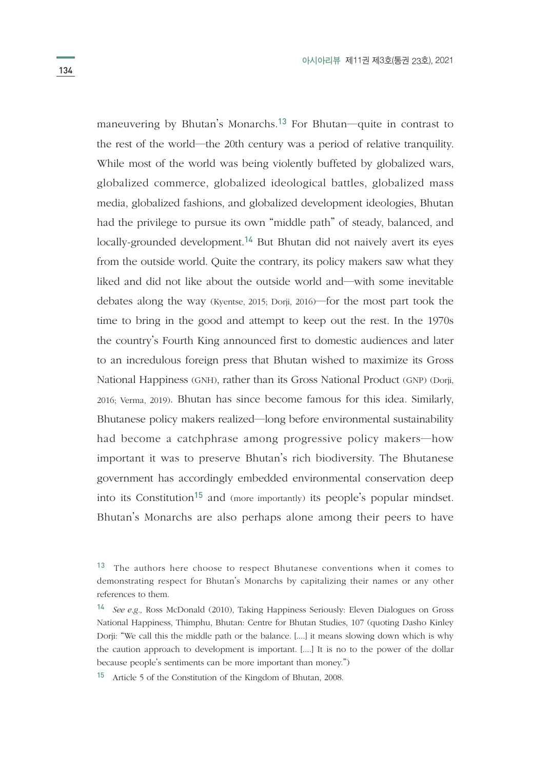maneuvering by Bhutan's Monarchs.[13] For Bhutan—quite in contrast to the rest of the world—the 20th century was a period of relative tranquility. While most of the world was being violently buffeted by globalized wars, globalized commerce, globalized ideological battles, globalized mass media, globalized fashions, and globalized development ideologies, Bhutan had the privilege to pursue its own "middle path" of steady, balanced, and locally-grounded development.[14] But Bhutan did not naively avert its eyes from the outside world. Quite the contrary, its policy makers saw what they liked and did not like about the outside world and—with some inevitable debates along the way (Kyentse, 2015; Dorji, 2016)—for the most part took the time to bring in the good and attempt to keep out the rest. In the 1970s the country's Fourth King announced first to domestic audiences and later to an incredulous foreign press that Bhutan wished to maximize its Gross National Happiness (GNH), rather than its Gross National Product (GNP) (Dorji, 2016; Verma, 2019). Bhutan has since become famous for this idea. Similarly, Bhutanese policy makers realized—long before environmental sustainability had become a catchphrase among progressive policy makers—how important it was to preserve Bhutan's rich biodiversity. The Bhutanese government has accordingly embedded environmental conservation deep into its Constitution[15] and (more importantly) its people's popular mindset. Bhutan's Monarchs are also perhaps alone among their peers to have

---

[13] The authors here choose to respect Bhutanese conventions when it comes to demonstrating respect for Bhutan's Monarchs by capitalizing their names or any other references to them.

[14] *See e.g.,* Ross McDonald (2010), Taking Happiness Seriously: Eleven Dialogues on Gross National Happiness, Thimphu, Bhutan: Centre for Bhutan Studies, 107 (quoting Dasho Kinley Dorji: "We call this the middle path or the balance. [....] it means slowing down which is why the caution approach to development is important. [....] It is no to the power of the dollar because people's sentiments can be more important than money.")

[15] Article 5 of the Constitution of the Kingdom of Bhutan, 2008.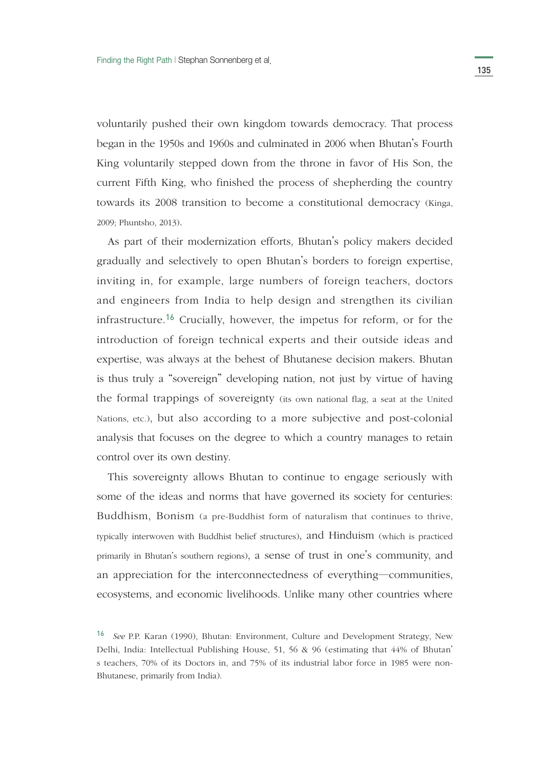voluntarily pushed their own kingdom towards democracy. That process began in the 1950s and 1960s and culminated in 2006 when Bhutan's Fourth King voluntarily stepped down from the throne in favor of His Son, the current Fifth King, who finished the process of shepherding the country towards its 2008 transition to become a constitutional democracy (Kinga, 2009; Phuntsho, 2013).

As part of their modernization efforts, Bhutan's policy makers decided gradually and selectively to open Bhutan's borders to foreign expertise, inviting in, for example, large numbers of foreign teachers, doctors and engineers from India to help design and strengthen its civilian infrastructure.[16] Crucially, however, the impetus for reform, or for the introduction of foreign technical experts and their outside ideas and expertise, was always at the behest of Bhutanese decision makers. Bhutan is thus truly a "sovereign" developing nation, not just by virtue of having the formal trappings of sovereignty (its own national flag, a seat at the United Nations, etc.), but also according to a more subjective and post-colonial analysis that focuses on the degree to which a country manages to retain control over its own destiny.

This sovereignty allows Bhutan to continue to engage seriously with some of the ideas and norms that have governed its society for centuries: Buddhism, Bonism (a pre-Buddhist form of naturalism that continues to thrive, typically interwoven with Buddhist belief structures), and Hinduism (which is practiced primarily in Bhutan's southern regions), a sense of trust in one's community, and an appreciation for the interconnectedness of everything—communities, ecosystems, and economic livelihoods. Unlike many other countries where

---

[16] *See* P.P. Karan (1990), Bhutan: Environment, Culture and Development Strategy, New Delhi, India: Intellectual Publishing House, 51, 56 & 96 (estimating that 44% of Bhutan's teachers, 70% of its Doctors in, and 75% of its industrial labor force in 1985 were non-Bhutanese, primarily from India).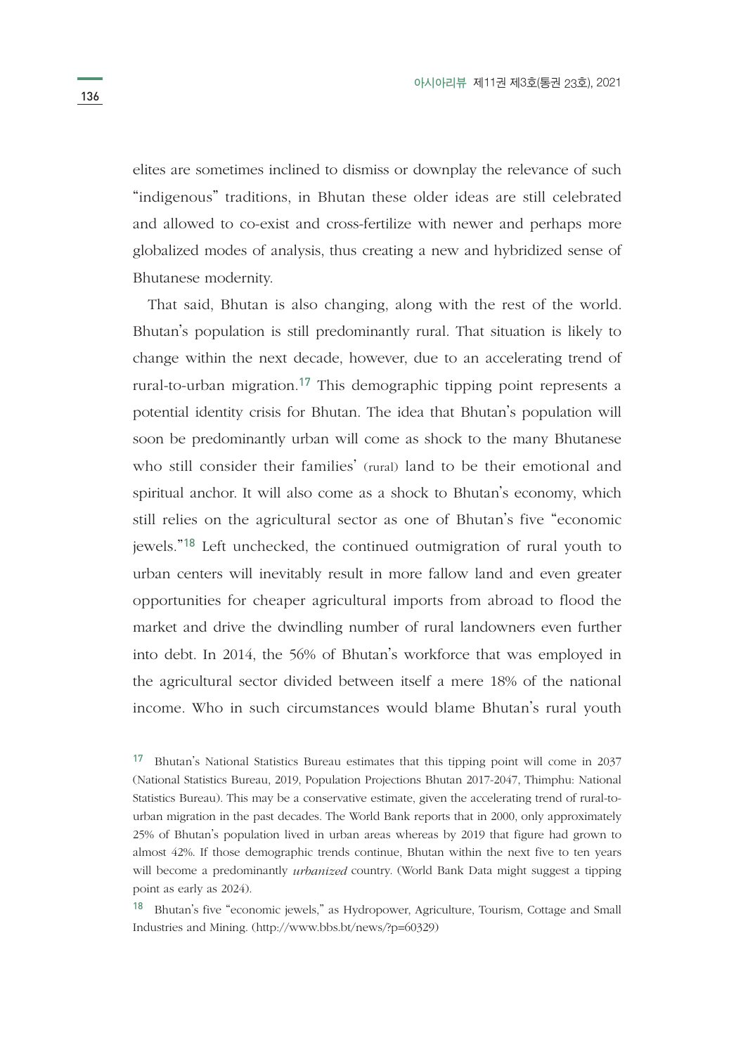elites are sometimes inclined to dismiss or downplay the relevance of such "indigenous" traditions, in Bhutan these older ideas are still celebrated and allowed to co-exist and cross-fertilize with newer and perhaps more globalized modes of analysis, thus creating a new and hybridized sense of Bhutanese modernity.

That said, Bhutan is also changing, along with the rest of the world. Bhutan's population is still predominantly rural. That situation is likely to change within the next decade, however, due to an accelerating trend of rural-to-urban migration.[17] This demographic tipping point represents a potential identity crisis for Bhutan. The idea that Bhutan's population will soon be predominantly urban will come as shock to the many Bhutanese who still consider their families' (rural) land to be their emotional and spiritual anchor. It will also come as a shock to Bhutan's economy, which still relies on the agricultural sector as one of Bhutan's five "economic jewels."[18] Left unchecked, the continued outmigration of rural youth to urban centers will inevitably result in more fallow land and even greater opportunities for cheaper agricultural imports from abroad to flood the market and drive the dwindling number of rural landowners even further into debt. In 2014, the 56% of Bhutan's workforce that was employed in the agricultural sector divided between itself a mere 18% of the national income. Who in such circumstances would blame Bhutan's rural youth

[17] Bhutan's National Statistics Bureau estimates that this tipping point will come in 2037 (National Statistics Bureau, 2019, Population Projections Bhutan 2017-2047, Thimphu: National Statistics Bureau). This may be a conservative estimate, given the accelerating trend of rural-to-urban migration in the past decades. The World Bank reports that in 2000, only approximately 25% of Bhutan's population lived in urban areas whereas by 2019 that figure had grown to almost 42%. If those demographic trends continue, Bhutan within the next five to ten years will become a predominantly *urbanized* country. (World Bank Data might suggest a tipping point as early as 2024).

[18] Bhutan's five "economic jewels," as Hydropower, Agriculture, Tourism, Cottage and Small Industries and Mining. (http://www.bbs.bt/news/?p=60329)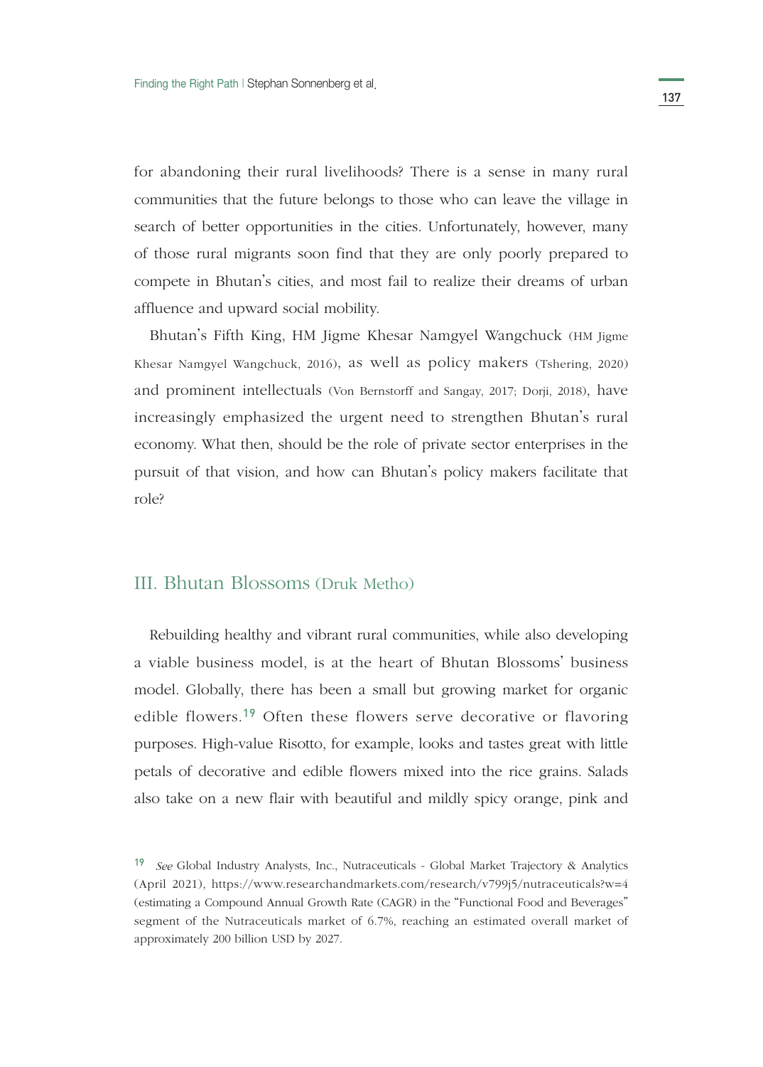for abandoning their rural livelihoods? There is a sense in many rural communities that the future belongs to those who can leave the village in search of better opportunities in the cities. Unfortunately, however, many of those rural migrants soon find that they are only poorly prepared to compete in Bhutan's cities, and most fail to realize their dreams of urban affluence and upward social mobility.

Bhutan's Fifth King, HM Jigme Khesar Namgyel Wangchuck (HM Jigme Khesar Namgyel Wangchuck, 2016), as well as policy makers (Tshering, 2020) and prominent intellectuals (Von Bernstorff and Sangay, 2017; Dorji, 2018), have increasingly emphasized the urgent need to strengthen Bhutan's rural economy. What then, should be the role of private sector enterprises in the pursuit of that vision, and how can Bhutan's policy makers facilitate that role?

## III. Bhutan Blossoms (Druk Metho)

Rebuilding healthy and vibrant rural communities, while also developing a viable business model, is at the heart of Bhutan Blossoms' business model. Globally, there has been a small but growing market for organic edible flowers.[19] Often these flowers serve decorative or flavoring purposes. High-value Risotto, for example, looks and tastes great with little petals of decorative and edible flowers mixed into the rice grains. Salads also take on a new flair with beautiful and mildly spicy orange, pink and

[19] *See* Global Industry Analysts, Inc., Nutraceuticals - Global Market Trajectory & Analytics (April 2021), https://www.researchandmarkets.com/research/v799j5/nutraceuticals?w=4 (estimating a Compound Annual Growth Rate (CAGR) in the "Functional Food and Beverages" segment of the Nutraceuticals market of 6.7%, reaching an estimated overall market of approximately 200 billion USD by 2027.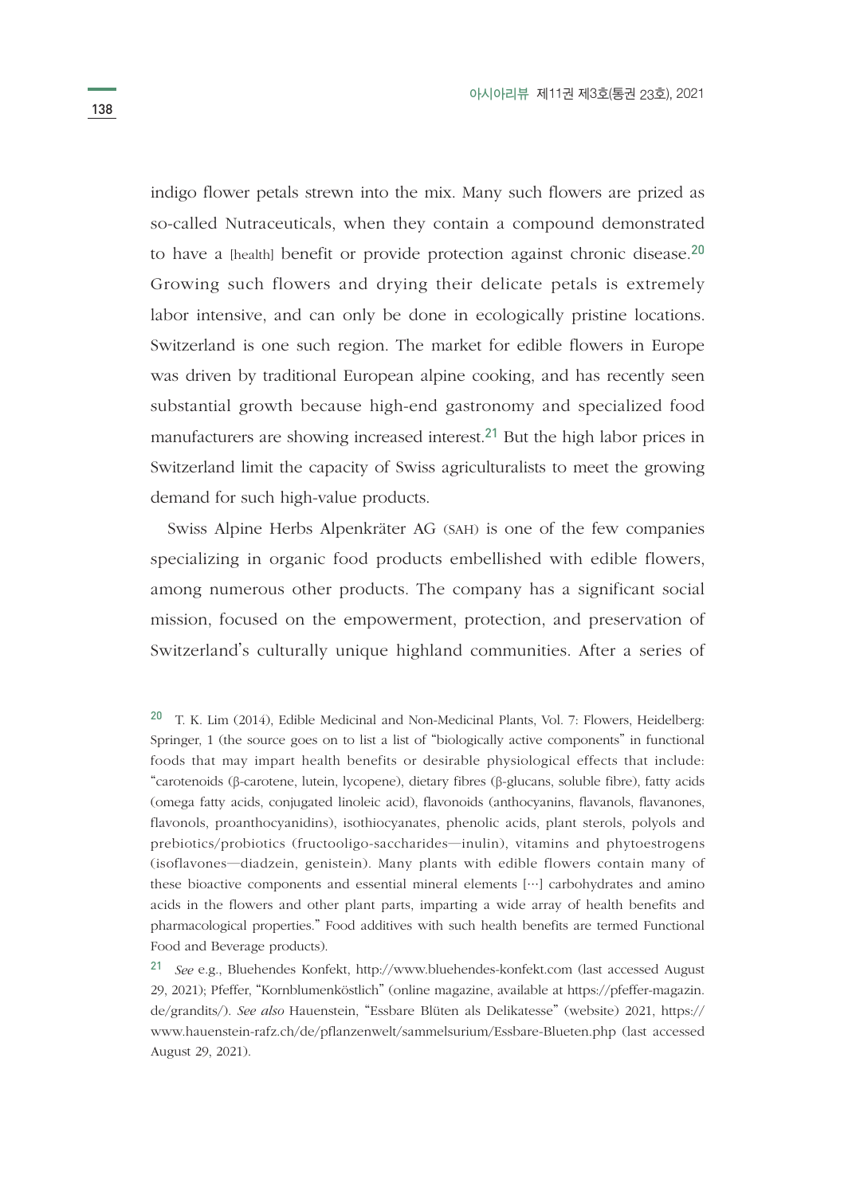indigo flower petals strewn into the mix. Many such flowers are prized as so-called Nutraceuticals, when they contain a compound demonstrated to have a [health] benefit or provide protection against chronic disease.[20] Growing such flowers and drying their delicate petals is extremely labor intensive, and can only be done in ecologically pristine locations. Switzerland is one such region. The market for edible flowers in Europe was driven by traditional European alpine cooking, and has recently seen substantial growth because high-end gastronomy and specialized food manufacturers are showing increased interest.[21] But the high labor prices in Switzerland limit the capacity of Swiss agriculturalists to meet the growing demand for such high-value products.

Swiss Alpine Herbs Alpenkräter AG (SAH) is one of the few companies specializing in organic food products embellished with edible flowers, among numerous other products. The company has a significant social mission, focused on the empowerment, protection, and preservation of Switzerland's culturally unique highland communities. After a series of

---

[20] T. K. Lim (2014), Edible Medicinal and Non-Medicinal Plants, Vol. 7: Flowers, Heidelberg: Springer, 1 (the source goes on to list a list of "biologically active components" in functional foods that may impart health benefits or desirable physiological effects that include: "carotenoids (β-carotene, lutein, lycopene), dietary fibres (β-glucans, soluble fibre), fatty acids (omega fatty acids, conjugated linoleic acid), flavonoids (anthocyanins, flavanols, flavanones, flavonols, proanthocyanidins), isothiocyanates, phenolic acids, plant sterols, polyols and prebiotics/probiotics (fructooligo-saccharides—inulin), vitamins and phytoestrogens (isoflavones—diadzein, genistein). Many plants with edible flowers contain many of these bioactive components and essential mineral elements […] carbohydrates and amino acids in the flowers and other plant parts, imparting a wide array of health benefits and pharmacological properties." Food additives with such health benefits are termed Functional Food and Beverage products).

[21] *See* e.g., Bluehendes Konfekt, http://www.bluehendes-konfekt.com (last accessed August 29, 2021); Pfeffer, "Kornblumenköstlich" (online magazine, available at https://pfeffer-magazin.de/grandits/). *See also* Hauenstein, "Essbare Blüten als Delikatesse" (website) 2021, https://www.hauenstein-rafz.ch/de/pflanzenwelt/sammelsurium/Essbare-Blueten.php (last accessed August 29, 2021).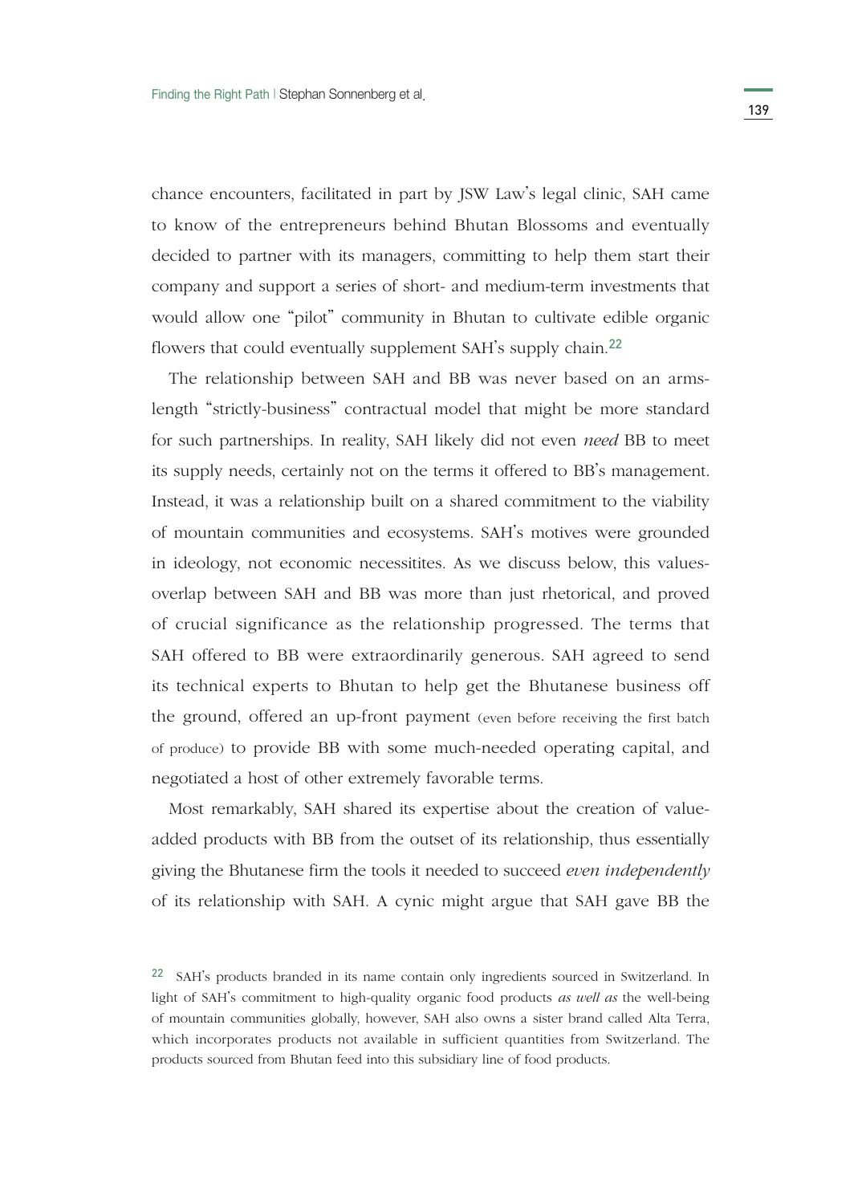chance encounters, facilitated in part by JSW Law's legal clinic, SAH came to know of the entrepreneurs behind Bhutan Blossoms and eventually decided to partner with its managers, committing to help them start their company and support a series of short- and medium-term investments that would allow one "pilot" community in Bhutan to cultivate edible organic flowers that could eventually supplement SAH's supply chain.[22]

The relationship between SAH and BB was never based on an arms-length "strictly-business" contractual model that might be more standard for such partnerships. In reality, SAH likely did not even *need* BB to meet its supply needs, certainly not on the terms it offered to BB's management. Instead, it was a relationship built on a shared commitment to the viability of mountain communities and ecosystems. SAH's motives were grounded in ideology, not economic necessitites. As we discuss below, this values-overlap between SAH and BB was more than just rhetorical, and proved of crucial significance as the relationship progressed. The terms that SAH offered to BB were extraordinarily generous. SAH agreed to send its technical experts to Bhutan to help get the Bhutanese business off the ground, offered an up-front payment (even before receiving the first batch of produce) to provide BB with some much-needed operating capital, and negotiated a host of other extremely favorable terms.

Most remarkably, SAH shared its expertise about the creation of value-added products with BB from the outset of its relationship, thus essentially giving the Bhutanese firm the tools it needed to succeed *even independently* of its relationship with SAH. A cynic might argue that SAH gave BB the

[22] SAH's products branded in its name contain only ingredients sourced in Switzerland. In light of SAH's commitment to high-quality organic food products *as well as* the well-being of mountain communities globally, however, SAH also owns a sister brand called Alta Terra, which incorporates products not available in sufficient quantities from Switzerland. The products sourced from Bhutan feed into this subsidiary line of food products.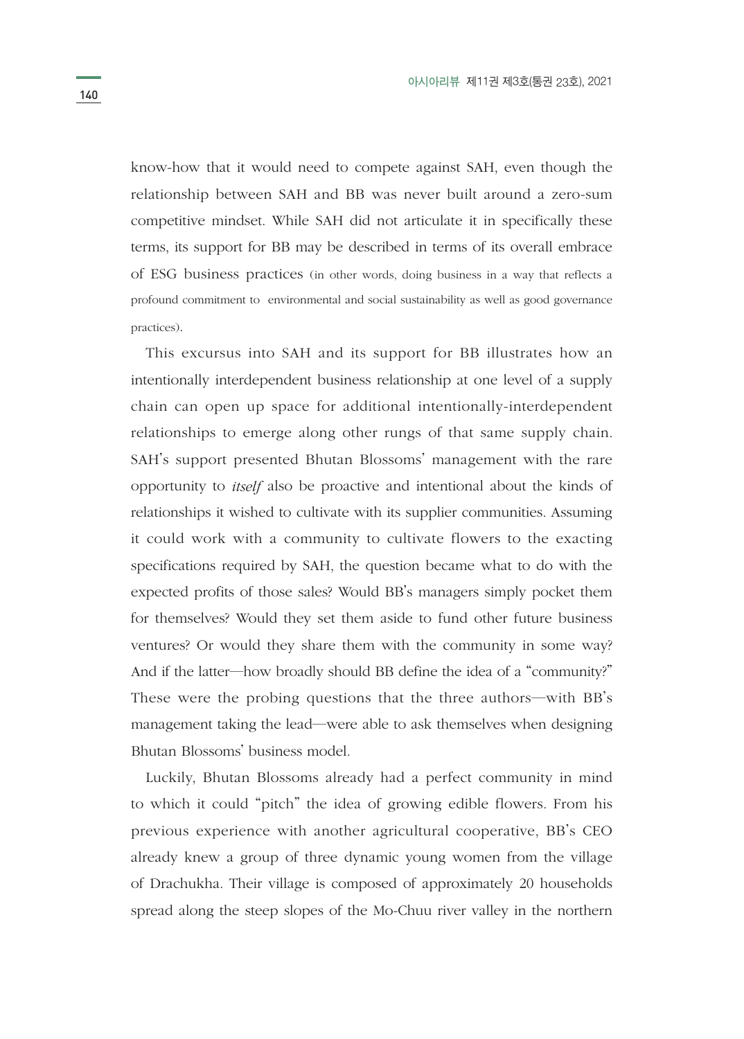know-how that it would need to compete against SAH, even though the relationship between SAH and BB was never built around a zero-sum competitive mindset. While SAH did not articulate it in specifically these terms, its support for BB may be described in terms of its overall embrace of ESG business practices (in other words, doing business in a way that reflects a profound commitment to environmental and social sustainability as well as good governance practices).

This excursus into SAH and its support for BB illustrates how an intentionally interdependent business relationship at one level of a supply chain can open up space for additional intentionally-interdependent relationships to emerge along other rungs of that same supply chain. SAH's support presented Bhutan Blossoms' management with the rare opportunity to *itself* also be proactive and intentional about the kinds of relationships it wished to cultivate with its supplier communities. Assuming it could work with a community to cultivate flowers to the exacting specifications required by SAH, the question became what to do with the expected profits of those sales? Would BB's managers simply pocket them for themselves? Would they set them aside to fund other future business ventures? Or would they share them with the community in some way? And if the latter—how broadly should BB define the idea of a "community?" These were the probing questions that the three authors—with BB's management taking the lead—were able to ask themselves when designing Bhutan Blossoms' business model.

Luckily, Bhutan Blossoms already had a perfect community in mind to which it could "pitch" the idea of growing edible flowers. From his previous experience with another agricultural cooperative, BB's CEO already knew a group of three dynamic young women from the village of Drachukha. Their village is composed of approximately 20 households spread along the steep slopes of the Mo-Chuu river valley in the northern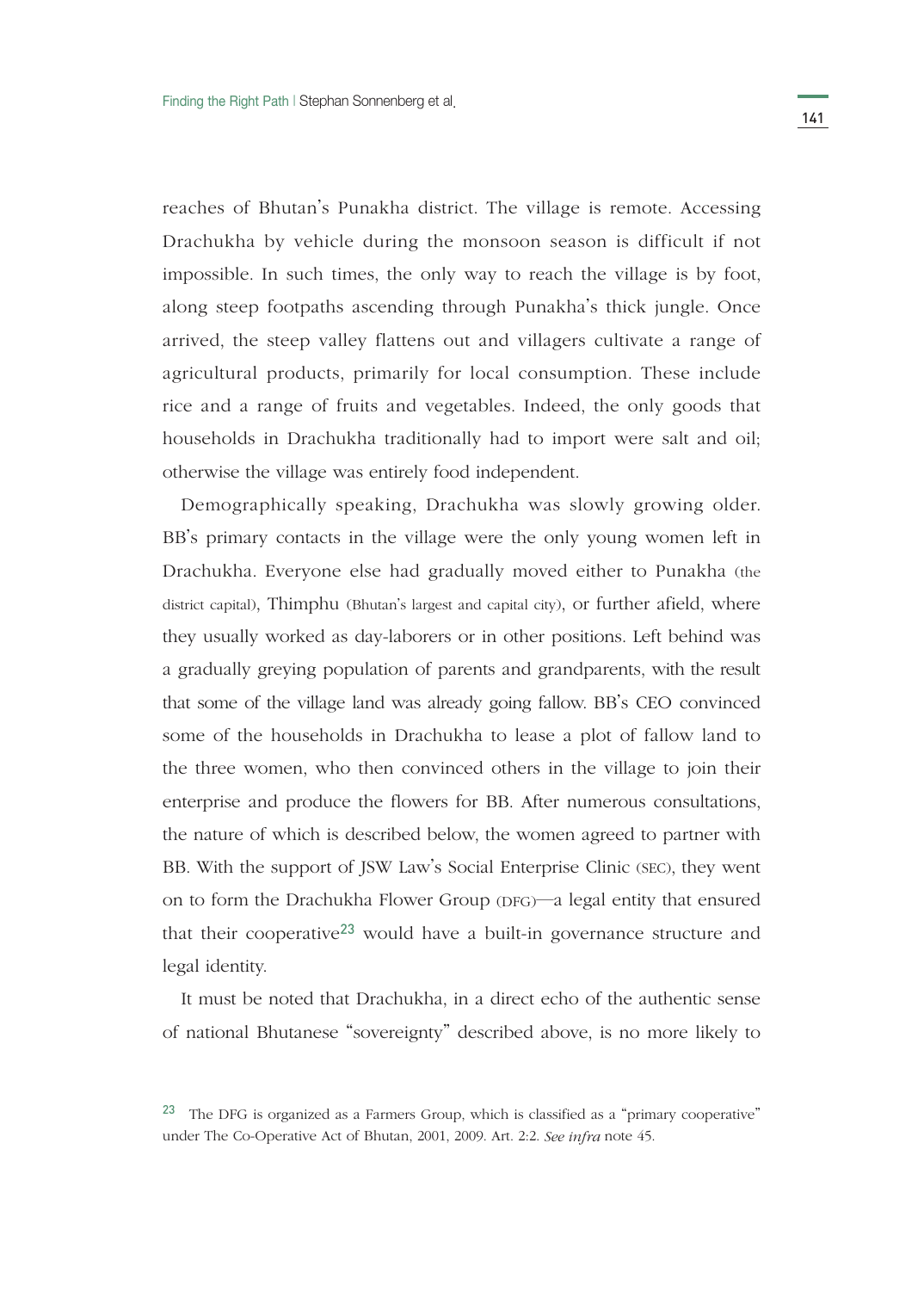reaches of Bhutan's Punakha district. The village is remote. Accessing Drachukha by vehicle during the monsoon season is difficult if not impossible. In such times, the only way to reach the village is by foot, along steep footpaths ascending through Punakha's thick jungle. Once arrived, the steep valley flattens out and villagers cultivate a range of agricultural products, primarily for local consumption. These include rice and a range of fruits and vegetables. Indeed, the only goods that households in Drachukha traditionally had to import were salt and oil; otherwise the village was entirely food independent.

Demographically speaking, Drachukha was slowly growing older. BB's primary contacts in the village were the only young women left in Drachukha. Everyone else had gradually moved either to Punakha (the district capital), Thimphu (Bhutan's largest and capital city), or further afield, where they usually worked as day-laborers or in other positions. Left behind was a gradually greying population of parents and grandparents, with the result that some of the village land was already going fallow. BB's CEO convinced some of the households in Drachukha to lease a plot of fallow land to the three women, who then convinced others in the village to join their enterprise and produce the flowers for BB. After numerous consultations, the nature of which is described below, the women agreed to partner with BB. With the support of JSW Law's Social Enterprise Clinic (SEC), they went on to form the Drachukha Flower Group (DFG)—a legal entity that ensured that their cooperative[23] would have a built-in governance structure and legal identity.

It must be noted that Drachukha, in a direct echo of the authentic sense of national Bhutanese "sovereignty" described above, is no more likely to

[23] The DFG is organized as a Farmers Group, which is classified as a "primary cooperative" under The Co-Operative Act of Bhutan, 2001, 2009. Art. 2:2. *See infra* note 45.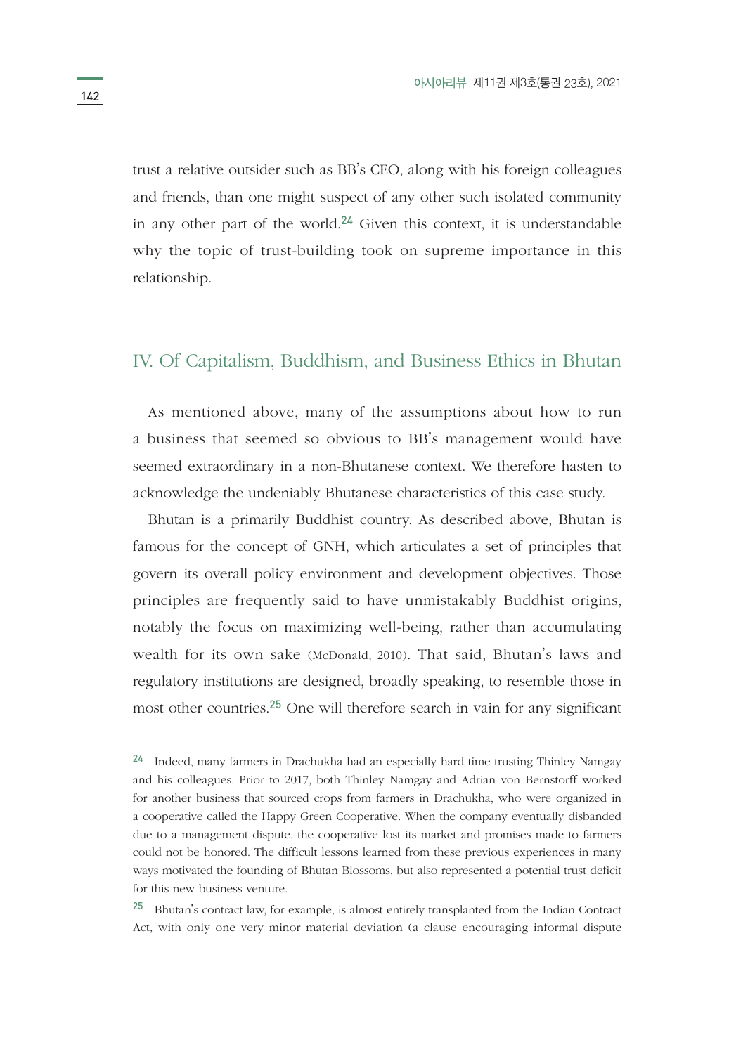trust a relative outsider such as BB's CEO, along with his foreign colleagues and friends, than one might suspect of any other such isolated community in any other part of the world.[24] Given this context, it is understandable why the topic of trust-building took on supreme importance in this relationship.

## IV. Of Capitalism, Buddhism, and Business Ethics in Bhutan

As mentioned above, many of the assumptions about how to run a business that seemed so obvious to BB's management would have seemed extraordinary in a non-Bhutanese context. We therefore hasten to acknowledge the undeniably Bhutanese characteristics of this case study.

Bhutan is a primarily Buddhist country. As described above, Bhutan is famous for the concept of GNH, which articulates a set of principles that govern its overall policy environment and development objectives. Those principles are frequently said to have unmistakably Buddhist origins, notably the focus on maximizing well-being, rather than accumulating wealth for its own sake (McDonald, 2010). That said, Bhutan's laws and regulatory institutions are designed, broadly speaking, to resemble those in most other countries.[25] One will therefore search in vain for any significant

---

[24] Indeed, many farmers in Drachukha had an especially hard time trusting Thinley Namgay and his colleagues. Prior to 2017, both Thinley Namgay and Adrian von Bernstorff worked for another business that sourced crops from farmers in Drachukha, who were organized in a cooperative called the Happy Green Cooperative. When the company eventually disbanded due to a management dispute, the cooperative lost its market and promises made to farmers could not be honored. The difficult lessons learned from these previous experiences in many ways motivated the founding of Bhutan Blossoms, but also represented a potential trust deficit for this new business venture.

[25] Bhutan's contract law, for example, is almost entirely transplanted from the Indian Contract Act, with only one very minor material deviation (a clause encouraging informal dispute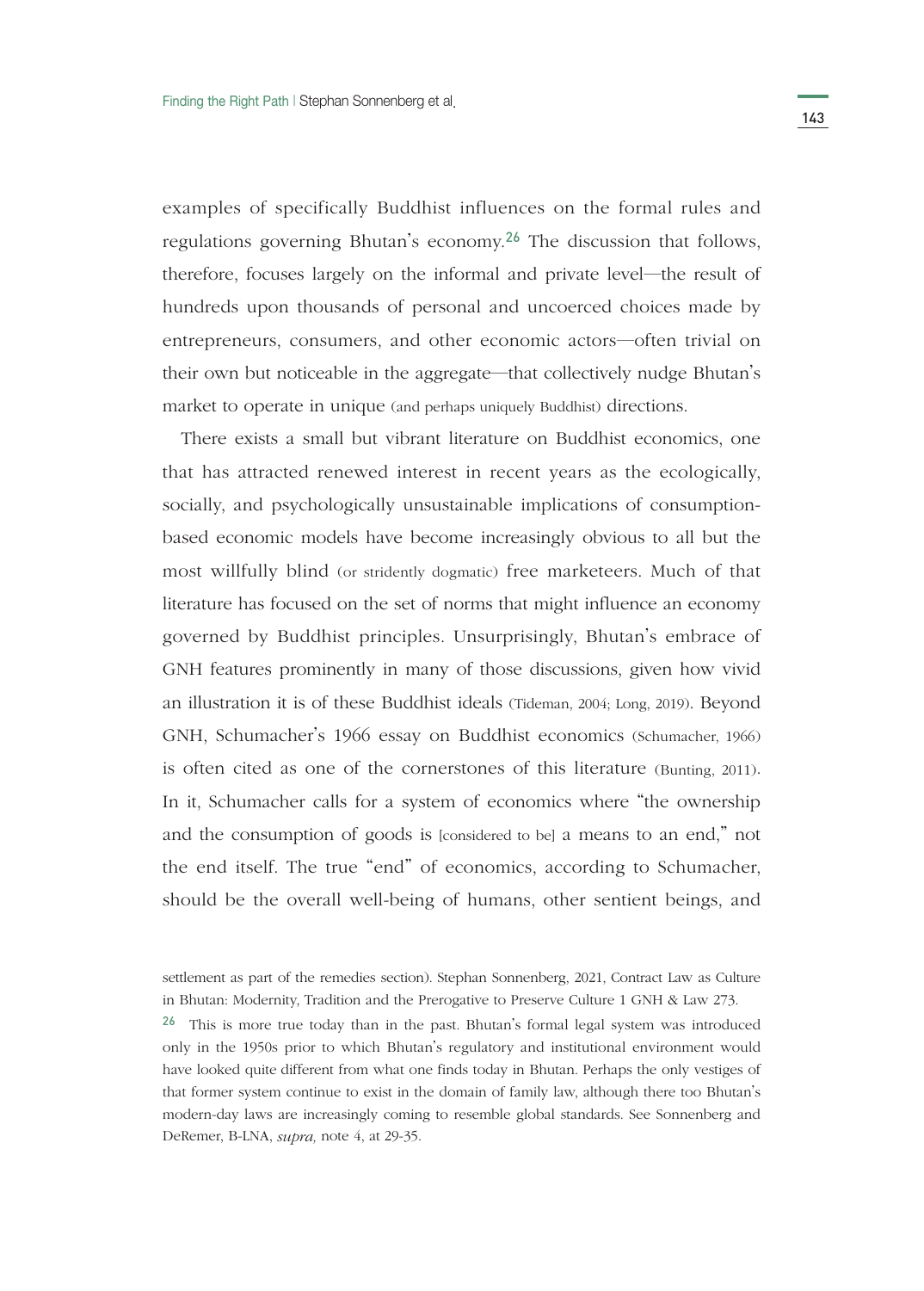examples of specifically Buddhist influences on the formal rules and regulations governing Bhutan's economy.[26] The discussion that follows, therefore, focuses largely on the informal and private level—the result of hundreds upon thousands of personal and uncoerced choices made by entrepreneurs, consumers, and other economic actors—often trivial on their own but noticeable in the aggregate—that collectively nudge Bhutan's market to operate in unique (and perhaps uniquely Buddhist) directions.

There exists a small but vibrant literature on Buddhist economics, one that has attracted renewed interest in recent years as the ecologically, socially, and psychologically unsustainable implications of consumption-based economic models have become increasingly obvious to all but the most willfully blind (or stridently dogmatic) free marketeers. Much of that literature has focused on the set of norms that might influence an economy governed by Buddhist principles. Unsurprisingly, Bhutan's embrace of GNH features prominently in many of those discussions, given how vivid an illustration it is of these Buddhist ideals (Tideman, 2004; Long, 2019). Beyond GNH, Schumacher's 1966 essay on Buddhist economics (Schumacher, 1966) is often cited as one of the cornerstones of this literature (Bunting, 2011). In it, Schumacher calls for a system of economics where "the ownership and the consumption of goods is [considered to be] a means to an end," not the end itself. The true "end" of economics, according to Schumacher, should be the overall well-being of humans, other sentient beings, and

settlement as part of the remedies section). Stephan Sonnenberg, 2021, Contract Law as Culture in Bhutan: Modernity, Tradition and the Prerogative to Preserve Culture 1 GNH & Law 273.

[26] This is more true today than in the past. Bhutan's formal legal system was introduced only in the 1950s prior to which Bhutan's regulatory and institutional environment would have looked quite different from what one finds today in Bhutan. Perhaps the only vestiges of that former system continue to exist in the domain of family law, although there too Bhutan's modern-day laws are increasingly coming to resemble global standards. See Sonnenberg and DeRemer, B-LNA, *supra,* note 4, at 29-35.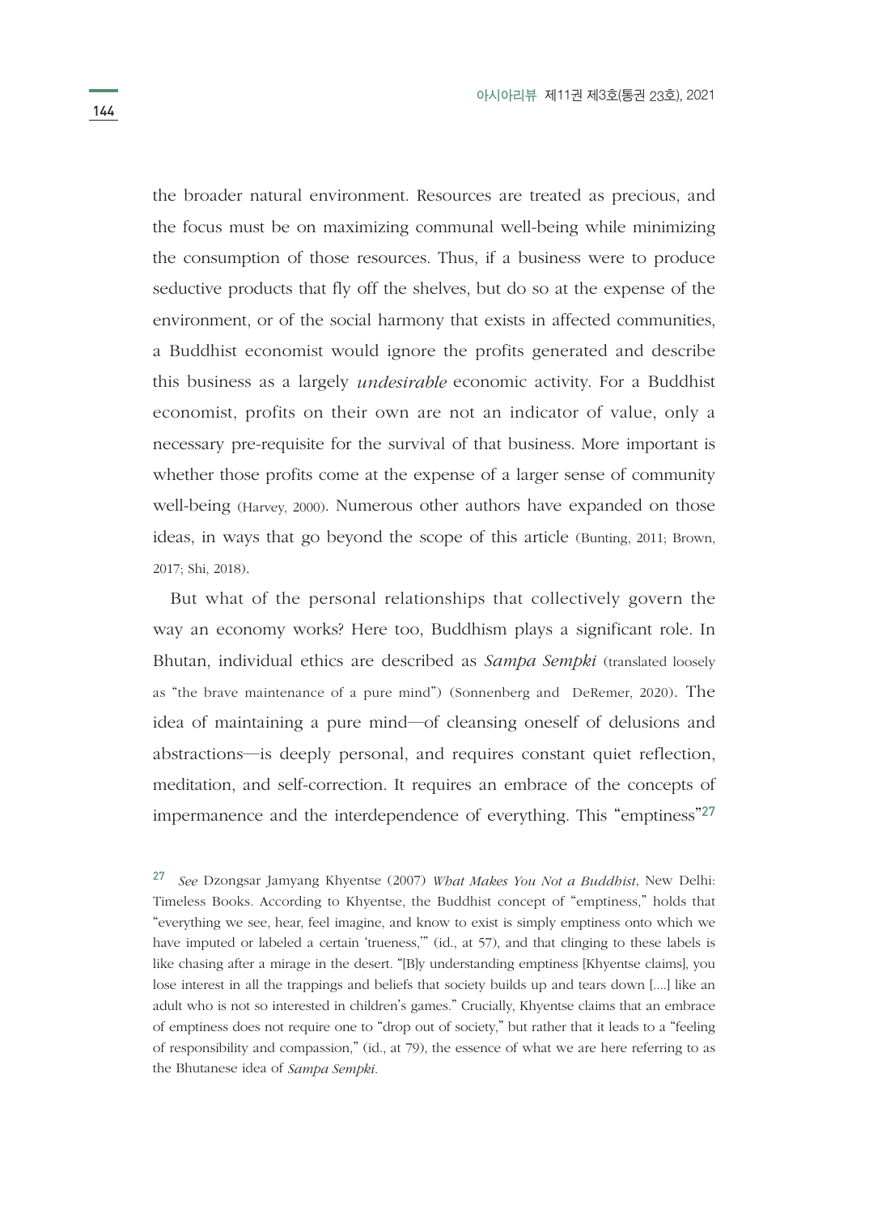the broader natural environment. Resources are treated as precious, and the focus must be on maximizing communal well-being while minimizing the consumption of those resources. Thus, if a business were to produce seductive products that fly off the shelves, but do so at the expense of the environment, or of the social harmony that exists in affected communities, a Buddhist economist would ignore the profits generated and describe this business as a largely *undesirable* economic activity. For a Buddhist economist, profits on their own are not an indicator of value, only a necessary pre-requisite for the survival of that business. More important is whether those profits come at the expense of a larger sense of community well-being (Harvey, 2000). Numerous other authors have expanded on those ideas, in ways that go beyond the scope of this article (Bunting, 2011; Brown, 2017; Shi, 2018).

But what of the personal relationships that collectively govern the way an economy works? Here too, Buddhism plays a significant role. In Bhutan, individual ethics are described as *Sampa Sempki* (translated loosely as "the brave maintenance of a pure mind") (Sonnenberg and DeRemer, 2020). The idea of maintaining a pure mind—of cleansing oneself of delusions and abstractions—is deeply personal, and requires constant quiet reflection, meditation, and self-correction. It requires an embrace of the concepts of impermanence and the interdependence of everything. This "emptiness"[27]

[27] *See* Dzongsar Jamyang Khyentse (2007) *What Makes You Not a Buddhist*, New Delhi: Timeless Books. According to Khyentse, the Buddhist concept of "emptiness," holds that "everything we see, hear, feel imagine, and know to exist is simply emptiness onto which we have imputed or labeled a certain 'trueness,'" (id., at 57), and that clinging to these labels is like chasing after a mirage in the desert. "[B]y understanding emptiness [Khyentse claims], you lose interest in all the trappings and beliefs that society builds up and tears down [....] like an adult who is not so interested in children's games." Crucially, Khyentse claims that an embrace of emptiness does not require one to "drop out of society," but rather that it leads to a "feeling of responsibility and compassion," (id., at 79), the essence of what we are here referring to as the Bhutanese idea of *Sampa Sempki*.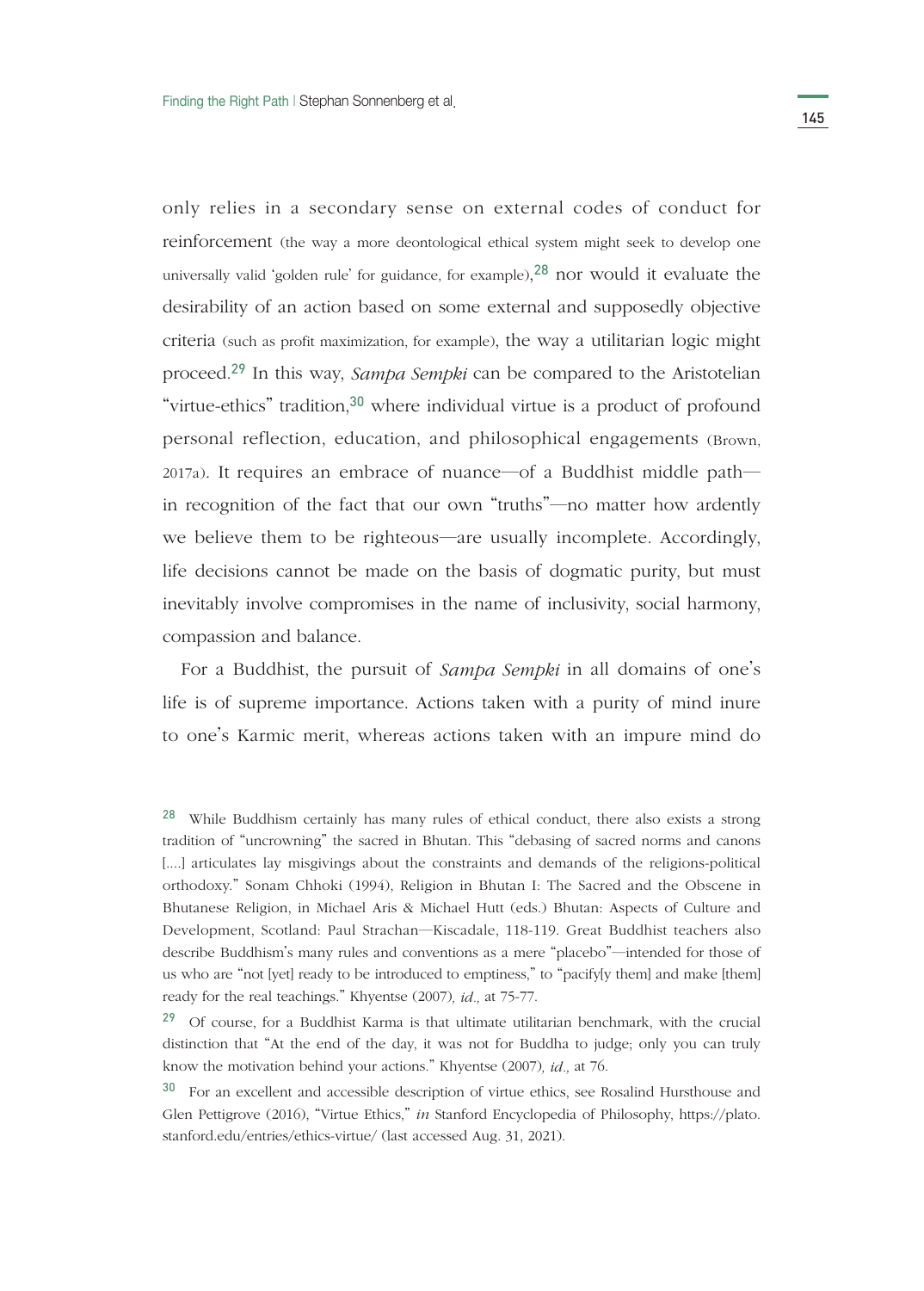only relies in a secondary sense on external codes of conduct for reinforcement (the way a more deontological ethical system might seek to develop one universally valid 'golden rule' for guidance, for example),[28] nor would it evaluate the desirability of an action based on some external and supposedly objective criteria (such as profit maximization, for example), the way a utilitarian logic might proceed.[29] In this way, *Sampa Sempki* can be compared to the Aristotelian "virtue-ethics" tradition,[30] where individual virtue is a product of profound personal reflection, education, and philosophical engagements (Brown, 2017a). It requires an embrace of nuance—of a Buddhist middle path—in recognition of the fact that our own "truths"—no matter how ardently we believe them to be righteous—are usually incomplete. Accordingly, life decisions cannot be made on the basis of dogmatic purity, but must inevitably involve compromises in the name of inclusivity, social harmony, compassion and balance.

For a Buddhist, the pursuit of *Sampa Sempki* in all domains of one's life is of supreme importance. Actions taken with a purity of mind inure to one's Karmic merit, whereas actions taken with an impure mind do

[28] While Buddhism certainly has many rules of ethical conduct, there also exists a strong tradition of "uncrowning" the sacred in Bhutan. This "debasing of sacred norms and canons [....] articulates lay misgivings about the constraints and demands of the religions-political orthodoxy." Sonam Chhoki (1994), Religion in Bhutan I: The Sacred and the Obscene in Bhutanese Religion, in Michael Aris & Michael Hutt (eds.) Bhutan: Aspects of Culture and Development, Scotland: Paul Strachan—Kiscadale, 118-119. Great Buddhist teachers also describe Buddhism's many rules and conventions as a mere "placebo"—intended for those of us who are "not [yet] ready to be introduced to emptiness," to "pacify[y them] and make [them] ready for the real teachings." Khyentse (2007)*, id.,* at 75-77.

[29] Of course, for a Buddhist Karma is that ultimate utilitarian benchmark, with the crucial distinction that "At the end of the day, it was not for Buddha to judge; only you can truly know the motivation behind your actions." Khyentse (2007)*, id.,* at 76.

[30] For an excellent and accessible description of virtue ethics, see Rosalind Hursthouse and Glen Pettigrove (2016), "Virtue Ethics," *in* Stanford Encyclopedia of Philosophy, https://plato.stanford.edu/entries/ethics-virtue/ (last accessed Aug. 31, 2021).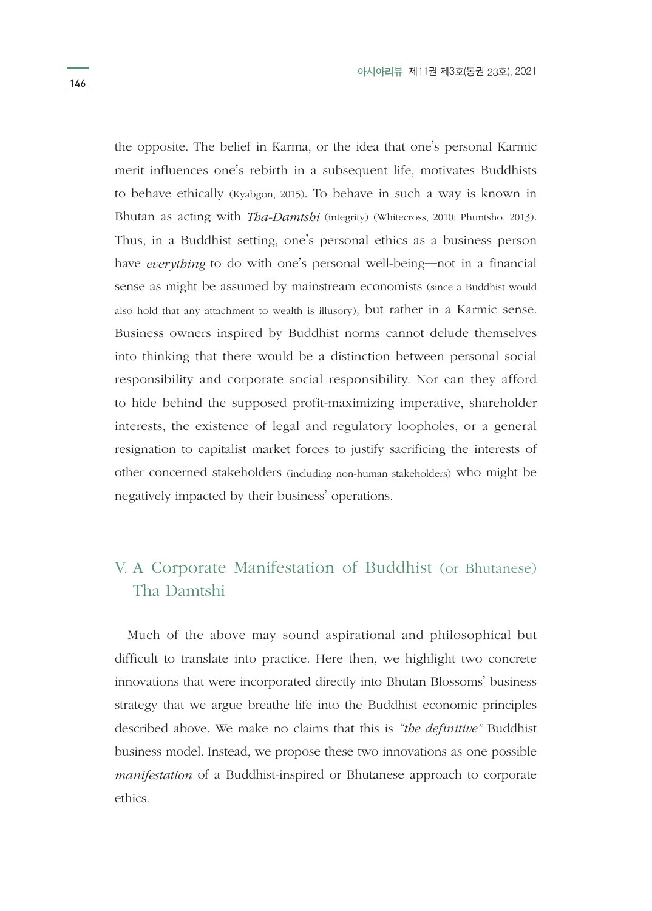the opposite. The belief in Karma, or the idea that one's personal Karmic merit influences one's rebirth in a subsequent life, motivates Buddhists to behave ethically (Kyabgon, 2015). To behave in such a way is known in Bhutan as acting with *Tha-Damtshi* (integrity) (Whitecross, 2010; Phuntsho, 2013). Thus, in a Buddhist setting, one's personal ethics as a business person have *everything* to do with one's personal well-being—not in a financial sense as might be assumed by mainstream economists (since a Buddhist would also hold that any attachment to wealth is illusory), but rather in a Karmic sense. Business owners inspired by Buddhist norms cannot delude themselves into thinking that there would be a distinction between personal social responsibility and corporate social responsibility. Nor can they afford to hide behind the supposed profit-maximizing imperative, shareholder interests, the existence of legal and regulatory loopholes, or a general resignation to capitalist market forces to justify sacrificing the interests of other concerned stakeholders (including non-human stakeholders) who might be negatively impacted by their business' operations.

## V. A Corporate Manifestation of Buddhist (or Bhutanese) Tha Damtshi

Much of the above may sound aspirational and philosophical but difficult to translate into practice. Here then, we highlight two concrete innovations that were incorporated directly into Bhutan Blossoms' business strategy that we argue breathe life into the Buddhist economic principles described above. We make no claims that this is *"the definitive"* Buddhist business model. Instead, we propose these two innovations as one possible *manifestation* of a Buddhist-inspired or Bhutanese approach to corporate ethics.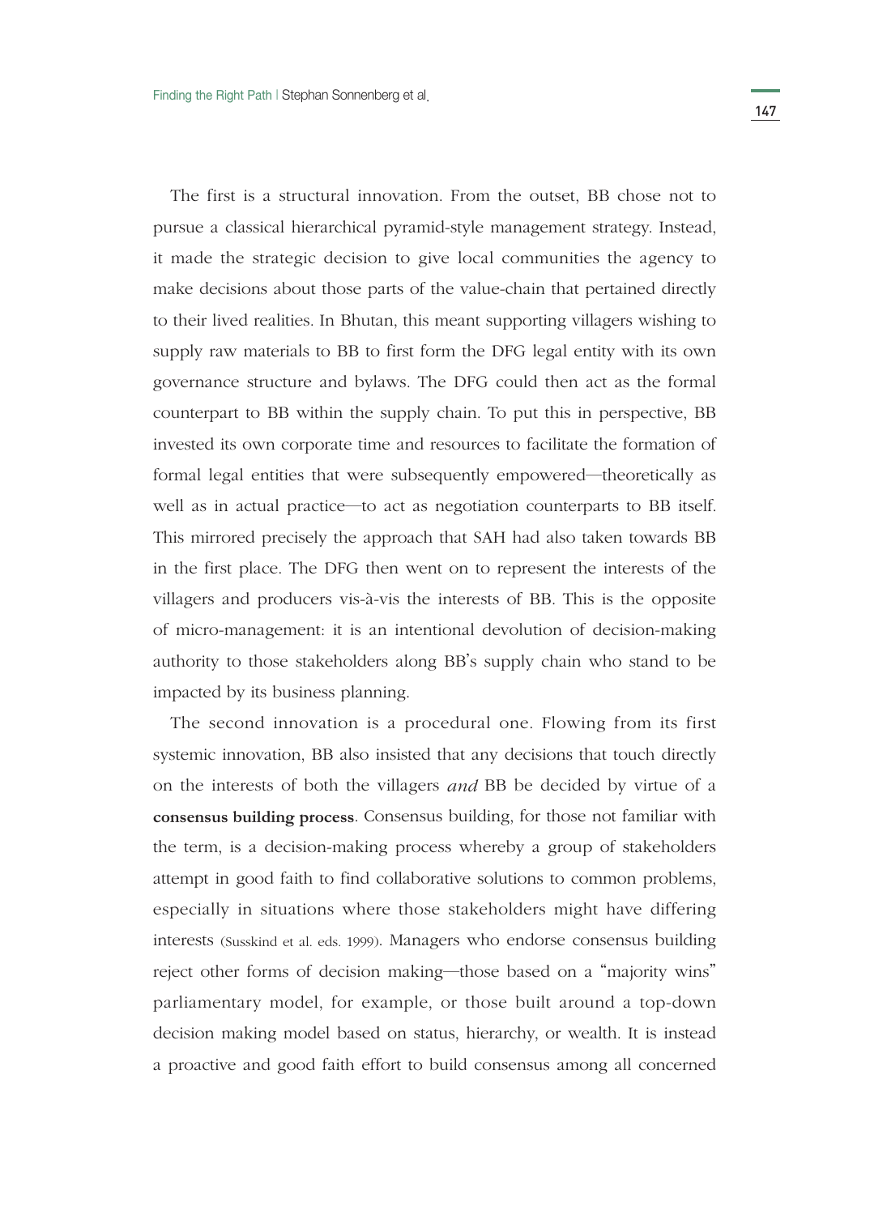The first is a structural innovation. From the outset, BB chose not to pursue a classical hierarchical pyramid-style management strategy. Instead, it made the strategic decision to give local communities the agency to make decisions about those parts of the value-chain that pertained directly to their lived realities. In Bhutan, this meant supporting villagers wishing to supply raw materials to BB to first form the DFG legal entity with its own governance structure and bylaws. The DFG could then act as the formal counterpart to BB within the supply chain. To put this in perspective, BB invested its own corporate time and resources to facilitate the formation of formal legal entities that were subsequently empowered—theoretically as well as in actual practice—to act as negotiation counterparts to BB itself. This mirrored precisely the approach that SAH had also taken towards BB in the first place. The DFG then went on to represent the interests of the villagers and producers vis-à-vis the interests of BB. This is the opposite of micro-management: it is an intentional devolution of decision-making authority to those stakeholders along BB's supply chain who stand to be impacted by its business planning.

The second innovation is a procedural one. Flowing from its first systemic innovation, BB also insisted that any decisions that touch directly on the interests of both the villagers *and* BB be decided by virtue of a **consensus building process**. Consensus building, for those not familiar with the term, is a decision-making process whereby a group of stakeholders attempt in good faith to find collaborative solutions to common problems, especially in situations where those stakeholders might have differing interests (Susskind et al. eds. 1999). Managers who endorse consensus building reject other forms of decision making—those based on a "majority wins" parliamentary model, for example, or those built around a top-down decision making model based on status, hierarchy, or wealth. It is instead a proactive and good faith effort to build consensus among all concerned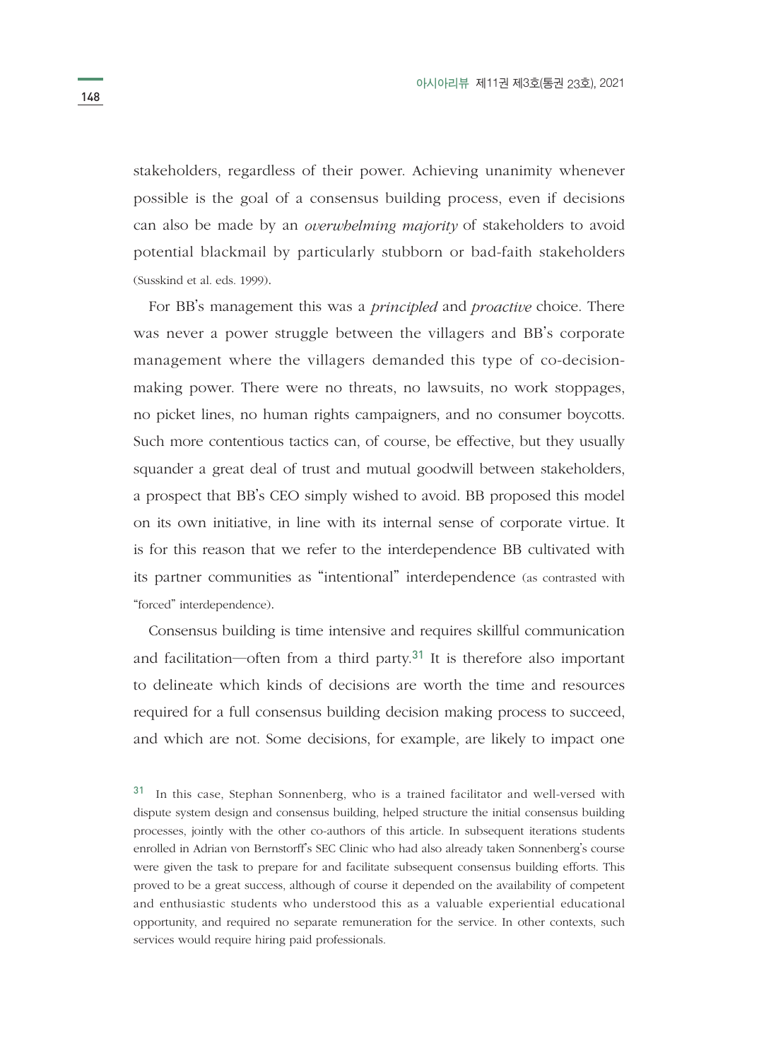stakeholders, regardless of their power. Achieving unanimity whenever possible is the goal of a consensus building process, even if decisions can also be made by an *overwhelming majority* of stakeholders to avoid potential blackmail by particularly stubborn or bad-faith stakeholders (Susskind et al. eds. 1999).

For BB's management this was a *principled* and *proactive* choice. There was never a power struggle between the villagers and BB's corporate management where the villagers demanded this type of co-decision-making power. There were no threats, no lawsuits, no work stoppages, no picket lines, no human rights campaigners, and no consumer boycotts. Such more contentious tactics can, of course, be effective, but they usually squander a great deal of trust and mutual goodwill between stakeholders, a prospect that BB's CEO simply wished to avoid. BB proposed this model on its own initiative, in line with its internal sense of corporate virtue. It is for this reason that we refer to the interdependence BB cultivated with its partner communities as "intentional" interdependence (as contrasted with "forced" interdependence).

Consensus building is time intensive and requires skillful communication and facilitation—often from a third party.[31] It is therefore also important to delineate which kinds of decisions are worth the time and resources required for a full consensus building decision making process to succeed, and which are not. Some decisions, for example, are likely to impact one

[31] In this case, Stephan Sonnenberg, who is a trained facilitator and well-versed with dispute system design and consensus building, helped structure the initial consensus building processes, jointly with the other co-authors of this article. In subsequent iterations students enrolled in Adrian von Bernstorff's SEC Clinic who had also already taken Sonnenberg's course were given the task to prepare for and facilitate subsequent consensus building efforts. This proved to be a great success, although of course it depended on the availability of competent and enthusiastic students who understood this as a valuable experiential educational opportunity, and required no separate remuneration for the service. In other contexts, such services would require hiring paid professionals.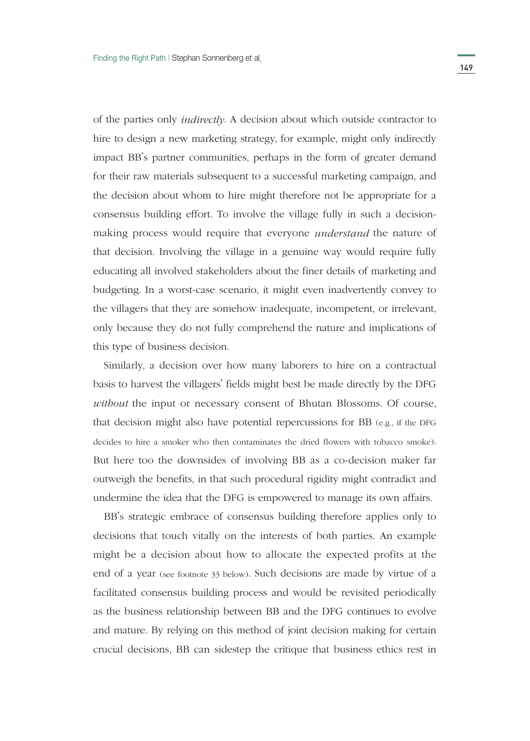of the parties only *indirectly*. A decision about which outside contractor to hire to design a new marketing strategy, for example, might only indirectly impact BB's partner communities, perhaps in the form of greater demand for their raw materials subsequent to a successful marketing campaign, and the decision about whom to hire might therefore not be appropriate for a consensus building effort. To involve the village fully in such a decision-making process would require that everyone *understand* the nature of that decision. Involving the village in a genuine way would require fully educating all involved stakeholders about the finer details of marketing and budgeting. In a worst-case scenario, it might even inadvertently convey to the villagers that they are somehow inadequate, incompetent, or irrelevant, only because they do not fully comprehend the nature and implications of this type of business decision.

Similarly, a decision over how many laborers to hire on a contractual basis to harvest the villagers' fields might best be made directly by the DFG *without* the input or necessary consent of Bhutan Blossoms. Of course, that decision might also have potential repercussions for BB (e.g., if the DFG decides to hire a smoker who then contaminates the dried flowers with tobacco smoke). But here too the downsides of involving BB as a co-decision maker far outweigh the benefits, in that such procedural rigidity might contradict and undermine the idea that the DFG is empowered to manage its own affairs.

BB's strategic embrace of consensus building therefore applies only to decisions that touch vitally on the interests of both parties. An example might be a decision about how to allocate the expected profits at the end of a year (see footnote 33 below). Such decisions are made by virtue of a facilitated consensus building process and would be revisited periodically as the business relationship between BB and the DFG continues to evolve and mature. By relying on this method of joint decision making for certain crucial decisions, BB can sidestep the critique that business ethics rest in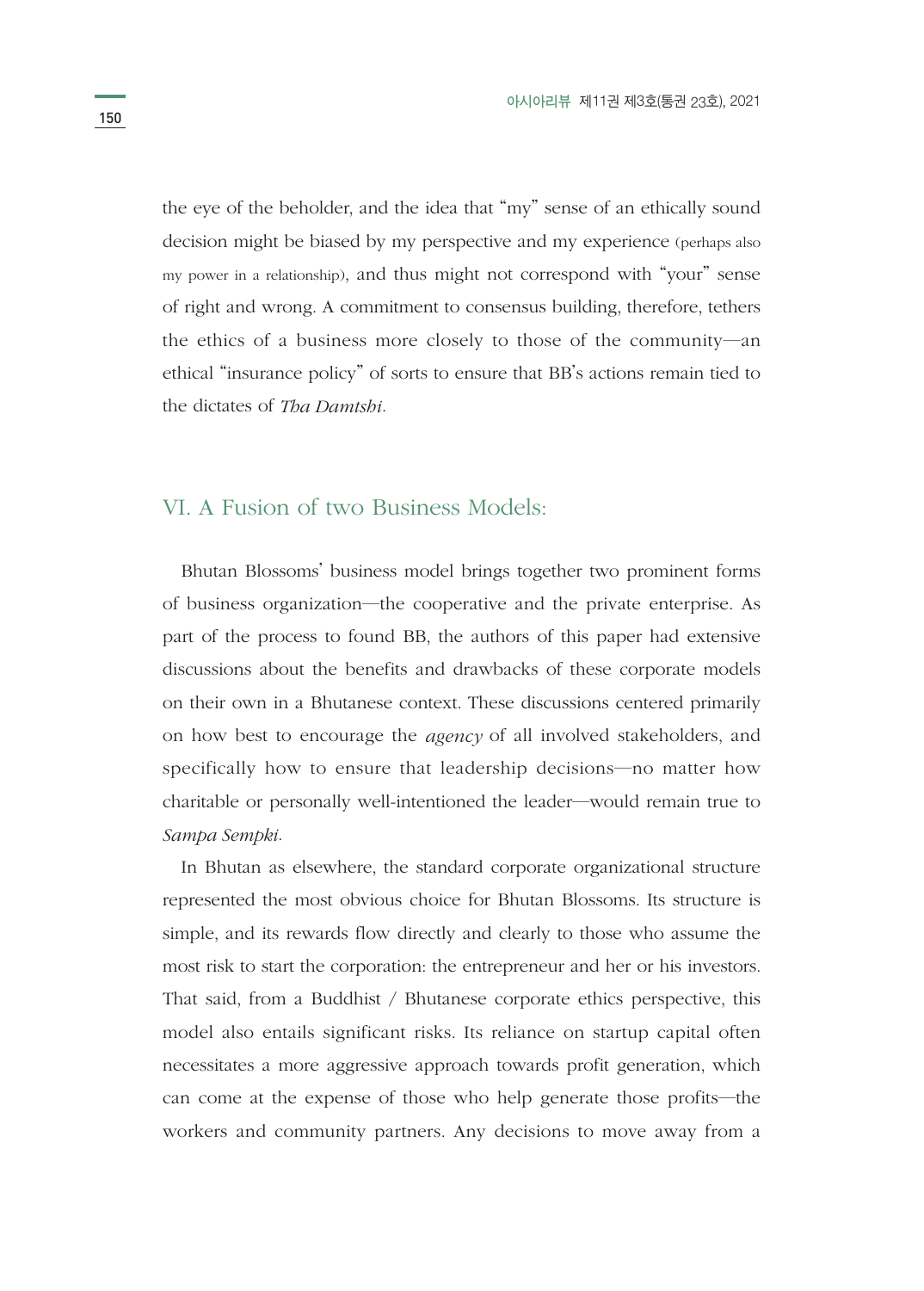the eye of the beholder, and the idea that "my" sense of an ethically sound decision might be biased by my perspective and my experience (perhaps also my power in a relationship), and thus might not correspond with "your" sense of right and wrong. A commitment to consensus building, therefore, tethers the ethics of a business more closely to those of the community—an ethical "insurance policy" of sorts to ensure that BB's actions remain tied to the dictates of *Tha Damtshi*.

## VI. A Fusion of two Business Models:

Bhutan Blossoms' business model brings together two prominent forms of business organization—the cooperative and the private enterprise. As part of the process to found BB, the authors of this paper had extensive discussions about the benefits and drawbacks of these corporate models on their own in a Bhutanese context. These discussions centered primarily on how best to encourage the *agency* of all involved stakeholders, and specifically how to ensure that leadership decisions—no matter how charitable or personally well-intentioned the leader—would remain true to *Sampa Sempki*.

In Bhutan as elsewhere, the standard corporate organizational structure represented the most obvious choice for Bhutan Blossoms. Its structure is simple, and its rewards flow directly and clearly to those who assume the most risk to start the corporation: the entrepreneur and her or his investors. That said, from a Buddhist / Bhutanese corporate ethics perspective, this model also entails significant risks. Its reliance on startup capital often necessitates a more aggressive approach towards profit generation, which can come at the expense of those who help generate those profits—the workers and community partners. Any decisions to move away from a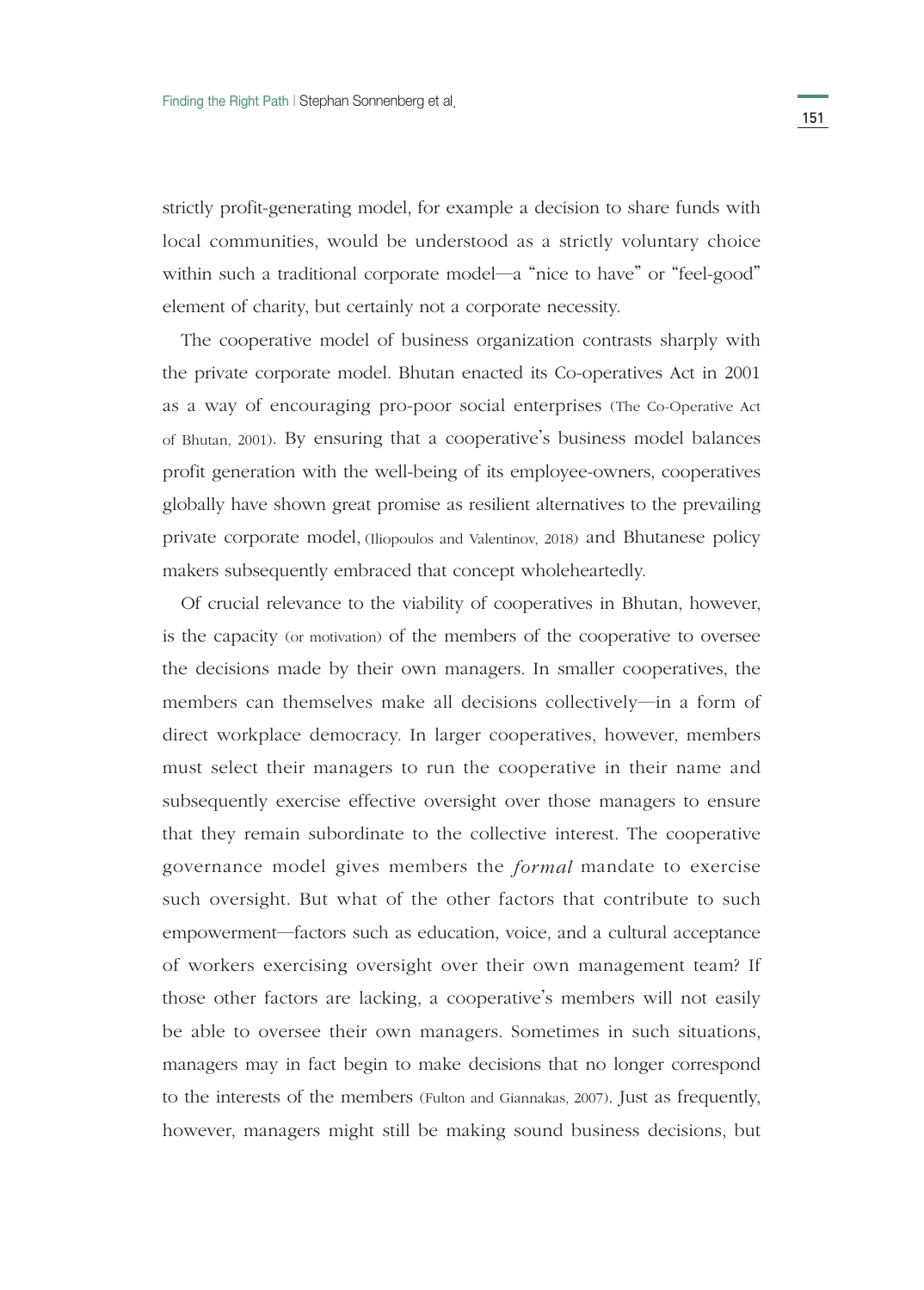strictly profit-generating model, for example a decision to share funds with local communities, would be understood as a strictly voluntary choice within such a traditional corporate model—a "nice to have" or "feel-good" element of charity, but certainly not a corporate necessity.

The cooperative model of business organization contrasts sharply with the private corporate model. Bhutan enacted its Co-operatives Act in 2001 as a way of encouraging pro-poor social enterprises (The Co-Operative Act of Bhutan, 2001). By ensuring that a cooperative's business model balances profit generation with the well-being of its employee-owners, cooperatives globally have shown great promise as resilient alternatives to the prevailing private corporate model, (Iliopoulos and Valentinov, 2018) and Bhutanese policy makers subsequently embraced that concept wholeheartedly.

Of crucial relevance to the viability of cooperatives in Bhutan, however, is the capacity (or motivation) of the members of the cooperative to oversee the decisions made by their own managers. In smaller cooperatives, the members can themselves make all decisions collectively—in a form of direct workplace democracy. In larger cooperatives, however, members must select their managers to run the cooperative in their name and subsequently exercise effective oversight over those managers to ensure that they remain subordinate to the collective interest. The cooperative governance model gives members the *formal* mandate to exercise such oversight. But what of the other factors that contribute to such empowerment—factors such as education, voice, and a cultural acceptance of workers exercising oversight over their own management team? If those other factors are lacking, a cooperative's members will not easily be able to oversee their own managers. Sometimes in such situations, managers may in fact begin to make decisions that no longer correspond to the interests of the members (Fulton and Giannakas, 2007). Just as frequently, however, managers might still be making sound business decisions, but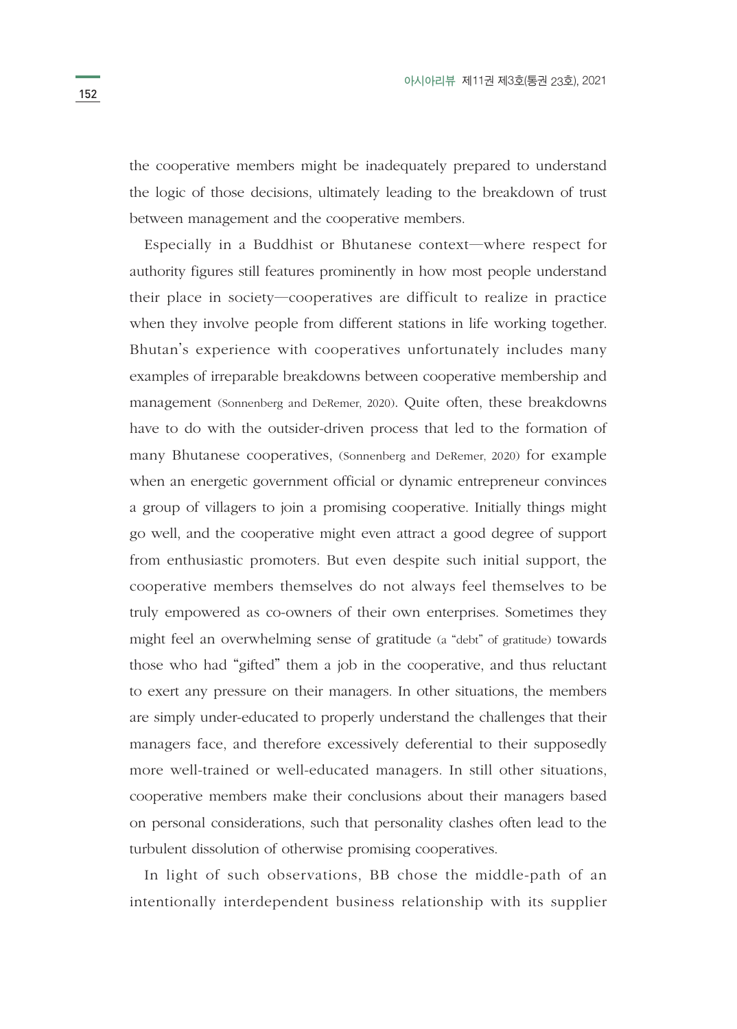the cooperative members might be inadequately prepared to understand the logic of those decisions, ultimately leading to the breakdown of trust between management and the cooperative members.

Especially in a Buddhist or Bhutanese context—where respect for authority figures still features prominently in how most people understand their place in society—cooperatives are difficult to realize in practice when they involve people from different stations in life working together. Bhutan's experience with cooperatives unfortunately includes many examples of irreparable breakdowns between cooperative membership and management (Sonnenberg and DeRemer, 2020). Quite often, these breakdowns have to do with the outsider-driven process that led to the formation of many Bhutanese cooperatives, (Sonnenberg and DeRemer, 2020) for example when an energetic government official or dynamic entrepreneur convinces a group of villagers to join a promising cooperative. Initially things might go well, and the cooperative might even attract a good degree of support from enthusiastic promoters. But even despite such initial support, the cooperative members themselves do not always feel themselves to be truly empowered as co-owners of their own enterprises. Sometimes they might feel an overwhelming sense of gratitude (a "debt" of gratitude) towards those who had "gifted" them a job in the cooperative, and thus reluctant to exert any pressure on their managers. In other situations, the members are simply under-educated to properly understand the challenges that their managers face, and therefore excessively deferential to their supposedly more well-trained or well-educated managers. In still other situations, cooperative members make their conclusions about their managers based on personal considerations, such that personality clashes often lead to the turbulent dissolution of otherwise promising cooperatives.

In light of such observations, BB chose the middle-path of an intentionally interdependent business relationship with its supplier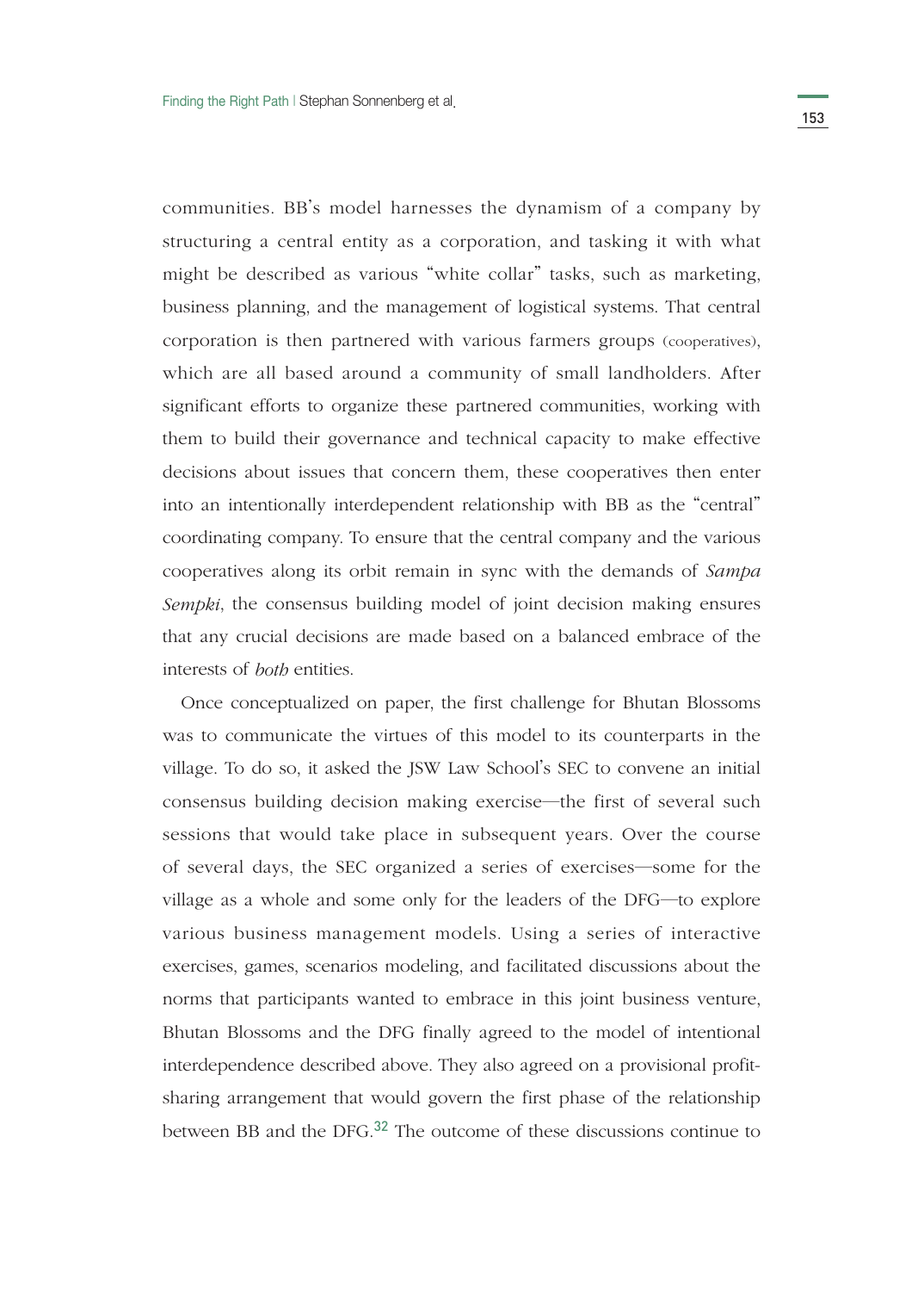communities. BB's model harnesses the dynamism of a company by structuring a central entity as a corporation, and tasking it with what might be described as various "white collar" tasks, such as marketing, business planning, and the management of logistical systems. That central corporation is then partnered with various farmers groups (cooperatives), which are all based around a community of small landholders. After significant efforts to organize these partnered communities, working with them to build their governance and technical capacity to make effective decisions about issues that concern them, these cooperatives then enter into an intentionally interdependent relationship with BB as the "central" coordinating company. To ensure that the central company and the various cooperatives along its orbit remain in sync with the demands of *Sampa Sempki*, the consensus building model of joint decision making ensures that any crucial decisions are made based on a balanced embrace of the interests of *both* entities.

Once conceptualized on paper, the first challenge for Bhutan Blossoms was to communicate the virtues of this model to its counterparts in the village. To do so, it asked the JSW Law School's SEC to convene an initial consensus building decision making exercise—the first of several such sessions that would take place in subsequent years. Over the course of several days, the SEC organized a series of exercises—some for the village as a whole and some only for the leaders of the DFG—to explore various business management models. Using a series of interactive exercises, games, scenarios modeling, and facilitated discussions about the norms that participants wanted to embrace in this joint business venture, Bhutan Blossoms and the DFG finally agreed to the model of intentional interdependence described above. They also agreed on a provisional profit-sharing arrangement that would govern the first phase of the relationship between BB and the DFG.[32] The outcome of these discussions continue to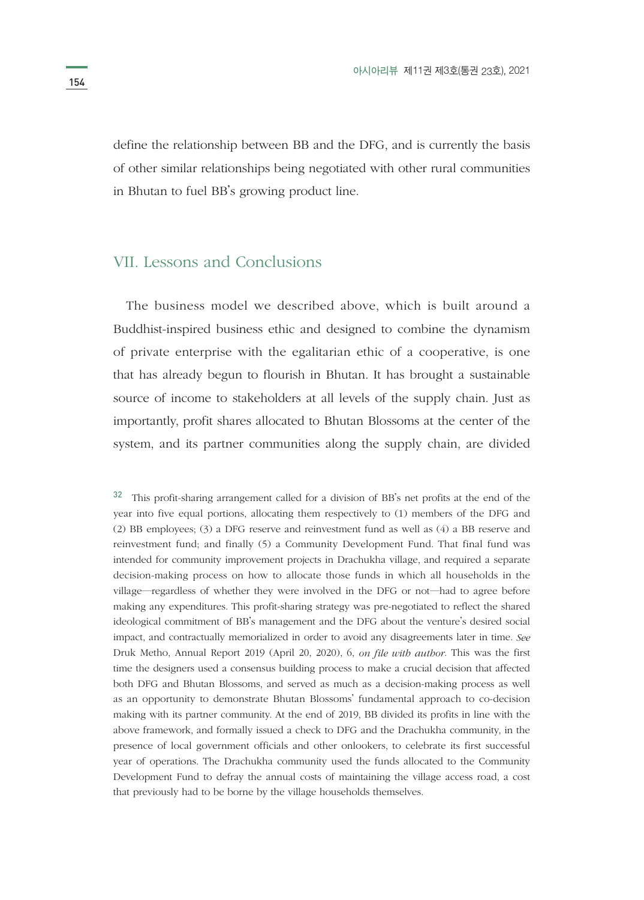define the relationship between BB and the DFG, and is currently the basis of other similar relationships being negotiated with other rural communities in Bhutan to fuel BB's growing product line.

## VII. Lessons and Conclusions

The business model we described above, which is built around a Buddhist-inspired business ethic and designed to combine the dynamism of private enterprise with the egalitarian ethic of a cooperative, is one that has already begun to flourish in Bhutan. It has brought a sustainable source of income to stakeholders at all levels of the supply chain. Just as importantly, profit shares allocated to Bhutan Blossoms at the center of the system, and its partner communities along the supply chain, are divided

---

[32] This profit-sharing arrangement called for a division of BB's net profits at the end of the year into five equal portions, allocating them respectively to (1) members of the DFG and (2) BB employees; (3) a DFG reserve and reinvestment fund as well as (4) a BB reserve and reinvestment fund; and finally (5) a Community Development Fund. That final fund was intended for community improvement projects in Drachukha village, and required a separate decision-making process on how to allocate those funds in which all households in the village—regardless of whether they were involved in the DFG or not—had to agree before making any expenditures. This profit-sharing strategy was pre-negotiated to reflect the shared ideological commitment of BB's management and the DFG about the venture's desired social impact, and contractually memorialized in order to avoid any disagreements later in time. *See* Druk Metho, Annual Report 2019 (April 20, 2020), 6, *on file with author*. This was the first time the designers used a consensus building process to make a crucial decision that affected both DFG and Bhutan Blossoms, and served as much as a decision-making process as well as an opportunity to demonstrate Bhutan Blossoms' fundamental approach to co-decision making with its partner community. At the end of 2019, BB divided its profits in line with the above framework, and formally issued a check to DFG and the Drachukha community, in the presence of local government officials and other onlookers, to celebrate its first successful year of operations. The Drachukha community used the funds allocated to the Community Development Fund to defray the annual costs of maintaining the village access road, a cost that previously had to be borne by the village households themselves.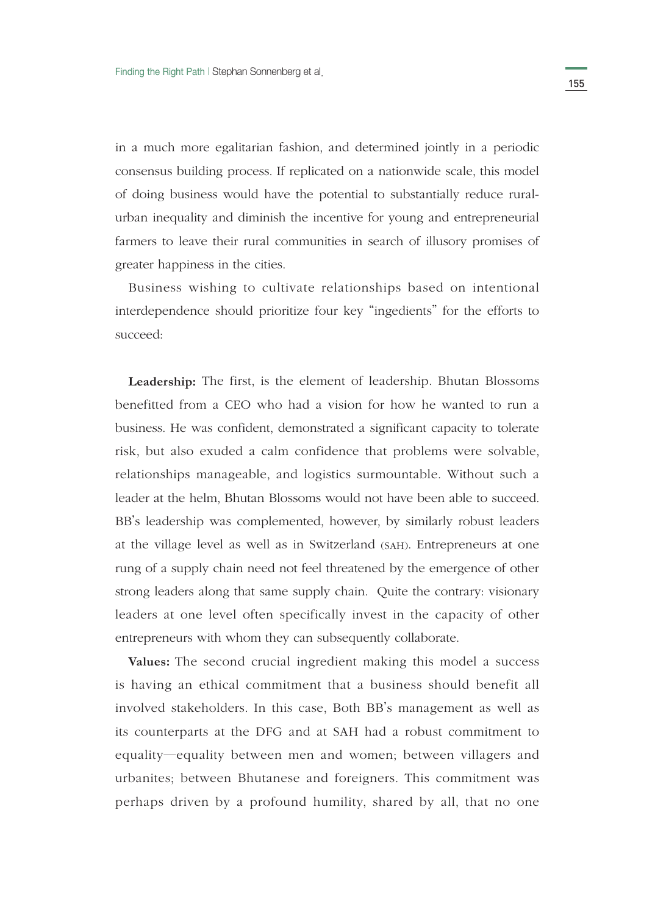in a much more egalitarian fashion, and determined jointly in a periodic consensus building process. If replicated on a nationwide scale, this model of doing business would have the potential to substantially reduce rural-urban inequality and diminish the incentive for young and entrepreneurial farmers to leave their rural communities in search of illusory promises of greater happiness in the cities.

Business wishing to cultivate relationships based on intentional interdependence should prioritize four key "ingedients" for the efforts to succeed:

**Leadership:** The first, is the element of leadership. Bhutan Blossoms benefitted from a CEO who had a vision for how he wanted to run a business. He was confident, demonstrated a significant capacity to tolerate risk, but also exuded a calm confidence that problems were solvable, relationships manageable, and logistics surmountable. Without such a leader at the helm, Bhutan Blossoms would not have been able to succeed. BB's leadership was complemented, however, by similarly robust leaders at the village level as well as in Switzerland (SAH). Entrepreneurs at one rung of a supply chain need not feel threatened by the emergence of other strong leaders along that same supply chain. Quite the contrary: visionary leaders at one level often specifically invest in the capacity of other entrepreneurs with whom they can subsequently collaborate.

**Values:** The second crucial ingredient making this model a success is having an ethical commitment that a business should benefit all involved stakeholders. In this case, Both BB's management as well as its counterparts at the DFG and at SAH had a robust commitment to equality—equality between men and women; between villagers and urbanites; between Bhutanese and foreigners. This commitment was perhaps driven by a profound humility, shared by all, that no one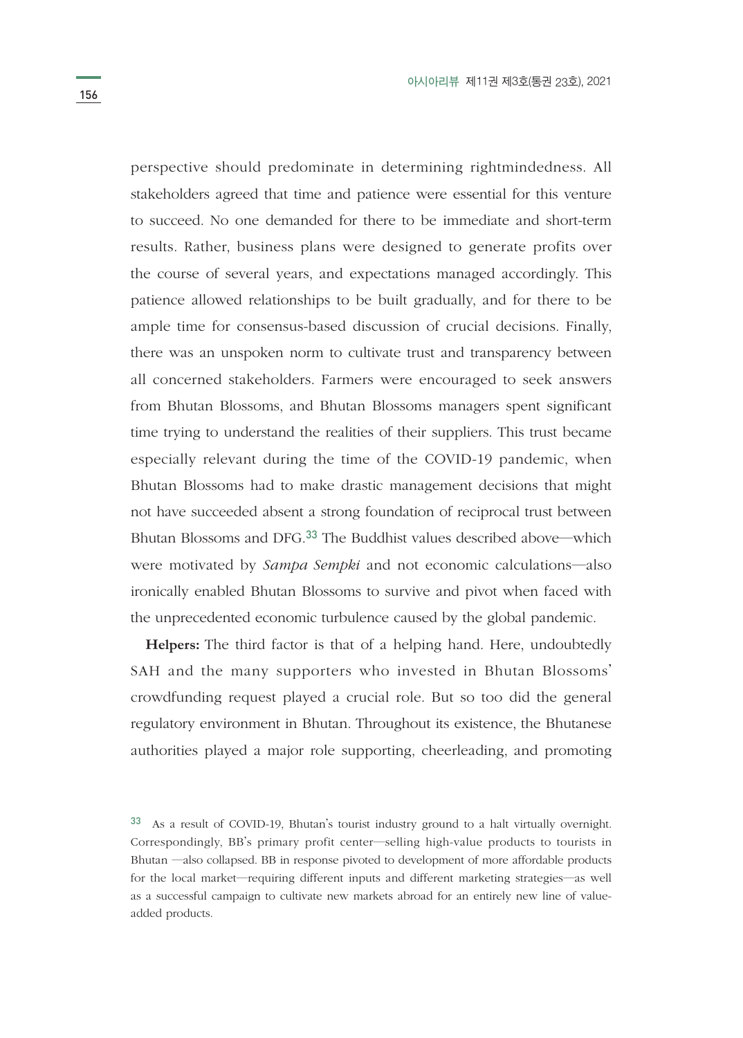perspective should predominate in determining rightmindedness. All stakeholders agreed that time and patience were essential for this venture to succeed. No one demanded for there to be immediate and short-term results. Rather, business plans were designed to generate profits over the course of several years, and expectations managed accordingly. This patience allowed relationships to be built gradually, and for there to be ample time for consensus-based discussion of crucial decisions. Finally, there was an unspoken norm to cultivate trust and transparency between all concerned stakeholders. Farmers were encouraged to seek answers from Bhutan Blossoms, and Bhutan Blossoms managers spent significant time trying to understand the realities of their suppliers. This trust became especially relevant during the time of the COVID-19 pandemic, when Bhutan Blossoms had to make drastic management decisions that might not have succeeded absent a strong foundation of reciprocal trust between Bhutan Blossoms and DFG.[33] The Buddhist values described above—which were motivated by *Sampa Sempki* and not economic calculations—also ironically enabled Bhutan Blossoms to survive and pivot when faced with the unprecedented economic turbulence caused by the global pandemic.

**Helpers:** The third factor is that of a helping hand. Here, undoubtedly SAH and the many supporters who invested in Bhutan Blossoms' crowdfunding request played a crucial role. But so too did the general regulatory environment in Bhutan. Throughout its existence, the Bhutanese authorities played a major role supporting, cheerleading, and promoting

33 As a result of COVID-19, Bhutan's tourist industry ground to a halt virtually overnight. Correspondingly, BB's primary profit center—selling high-value products to tourists in Bhutan —also collapsed. BB in response pivoted to development of more affordable products for the local market—requiring different inputs and different marketing strategies—as well as a successful campaign to cultivate new markets abroad for an entirely new line of value-added products.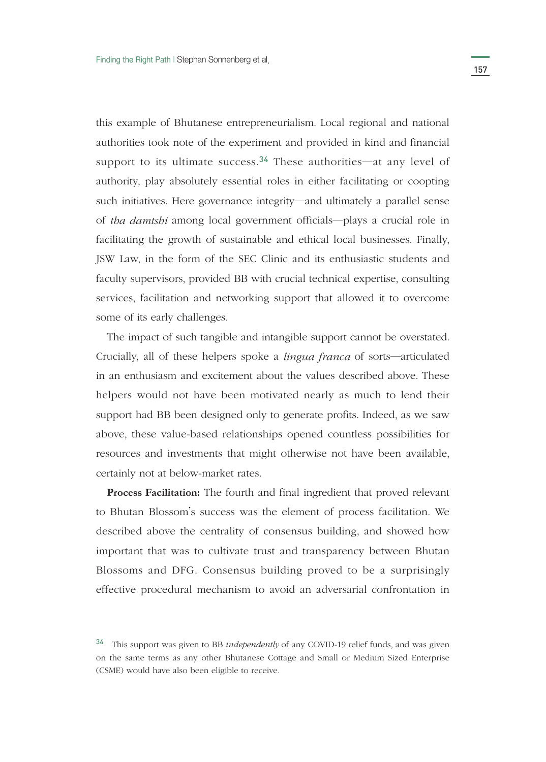this example of Bhutanese entrepreneurialism. Local regional and national authorities took note of the experiment and provided in kind and financial support to its ultimate success.[34] These authorities—at any level of authority, play absolutely essential roles in either facilitating or coopting such initiatives. Here governance integrity—and ultimately a parallel sense of *tha damtshi* among local government officials—plays a crucial role in facilitating the growth of sustainable and ethical local businesses. Finally, JSW Law, in the form of the SEC Clinic and its enthusiastic students and faculty supervisors, provided BB with crucial technical expertise, consulting services, facilitation and networking support that allowed it to overcome some of its early challenges.

The impact of such tangible and intangible support cannot be overstated. Crucially, all of these helpers spoke a *lingua franca* of sorts—articulated in an enthusiasm and excitement about the values described above. These helpers would not have been motivated nearly as much to lend their support had BB been designed only to generate profits. Indeed, as we saw above, these value-based relationships opened countless possibilities for resources and investments that might otherwise not have been available, certainly not at below-market rates.

**Process Facilitation:** The fourth and final ingredient that proved relevant to Bhutan Blossom's success was the element of process facilitation. We described above the centrality of consensus building, and showed how important that was to cultivate trust and transparency between Bhutan Blossoms and DFG. Consensus building proved to be a surprisingly effective procedural mechanism to avoid an adversarial confrontation in

[34] This support was given to BB *independently* of any COVID-19 relief funds, and was given on the same terms as any other Bhutanese Cottage and Small or Medium Sized Enterprise (CSME) would have also been eligible to receive.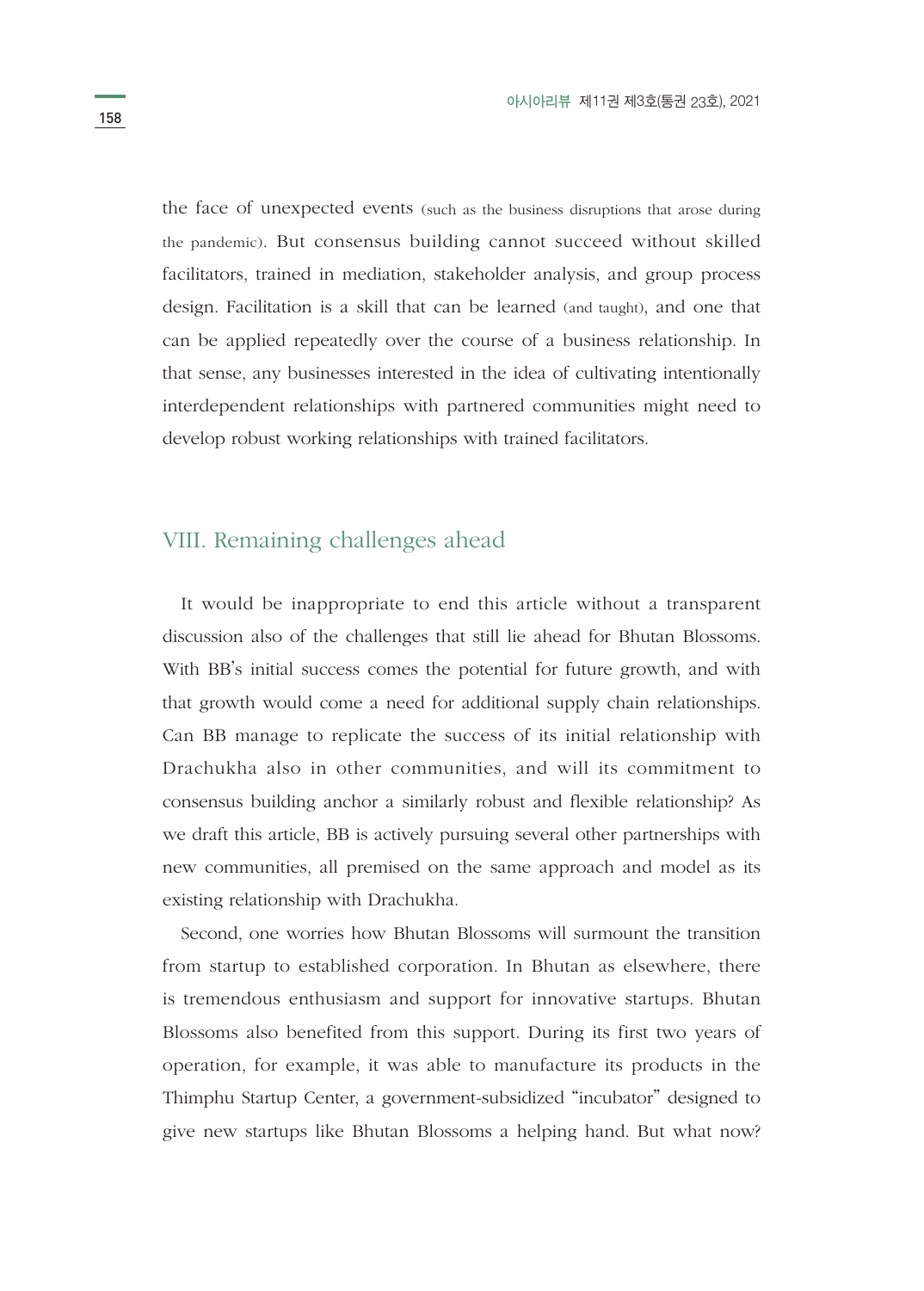the face of unexpected events (such as the business disruptions that arose during the pandemic). But consensus building cannot succeed without skilled facilitators, trained in mediation, stakeholder analysis, and group process design. Facilitation is a skill that can be learned (and taught), and one that can be applied repeatedly over the course of a business relationship. In that sense, any businesses interested in the idea of cultivating intentionally interdependent relationships with partnered communities might need to develop robust working relationships with trained facilitators.

## VIII. Remaining challenges ahead

It would be inappropriate to end this article without a transparent discussion also of the challenges that still lie ahead for Bhutan Blossoms. With BB's initial success comes the potential for future growth, and with that growth would come a need for additional supply chain relationships. Can BB manage to replicate the success of its initial relationship with Drachukha also in other communities, and will its commitment to consensus building anchor a similarly robust and flexible relationship? As we draft this article, BB is actively pursuing several other partnerships with new communities, all premised on the same approach and model as its existing relationship with Drachukha.

Second, one worries how Bhutan Blossoms will surmount the transition from startup to established corporation. In Bhutan as elsewhere, there is tremendous enthusiasm and support for innovative startups. Bhutan Blossoms also benefited from this support. During its first two years of operation, for example, it was able to manufacture its products in the Thimphu Startup Center, a government-subsidized "incubator" designed to give new startups like Bhutan Blossoms a helping hand. But what now?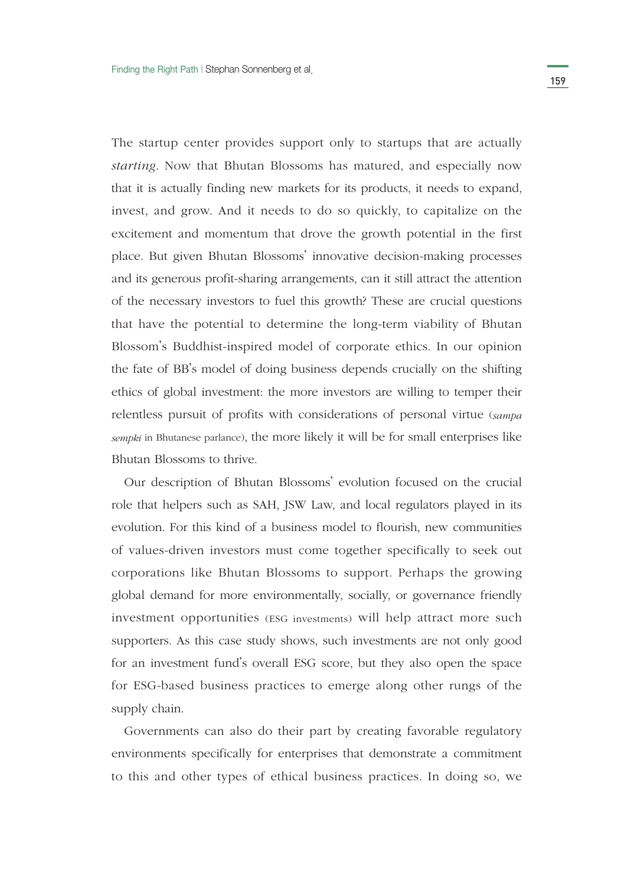The startup center provides support only to startups that are actually *starting*. Now that Bhutan Blossoms has matured, and especially now that it is actually finding new markets for its products, it needs to expand, invest, and grow. And it needs to do so quickly, to capitalize on the excitement and momentum that drove the growth potential in the first place. But given Bhutan Blossoms' innovative decision-making processes and its generous profit-sharing arrangements, can it still attract the attention of the necessary investors to fuel this growth? These are crucial questions that have the potential to determine the long-term viability of Bhutan Blossom's Buddhist-inspired model of corporate ethics. In our opinion the fate of BB's model of doing business depends crucially on the shifting ethics of global investment: the more investors are willing to temper their relentless pursuit of profits with considerations of personal virtue (*sampa sempki* in Bhutanese parlance), the more likely it will be for small enterprises like Bhutan Blossoms to thrive.

Our description of Bhutan Blossoms' evolution focused on the crucial role that helpers such as SAH, JSW Law, and local regulators played in its evolution. For this kind of a business model to flourish, new communities of values-driven investors must come together specifically to seek out corporations like Bhutan Blossoms to support. Perhaps the growing global demand for more environmentally, socially, or governance friendly investment opportunities (ESG investments) will help attract more such supporters. As this case study shows, such investments are not only good for an investment fund's overall ESG score, but they also open the space for ESG-based business practices to emerge along other rungs of the supply chain.

Governments can also do their part by creating favorable regulatory environments specifically for enterprises that demonstrate a commitment to this and other types of ethical business practices. In doing so, we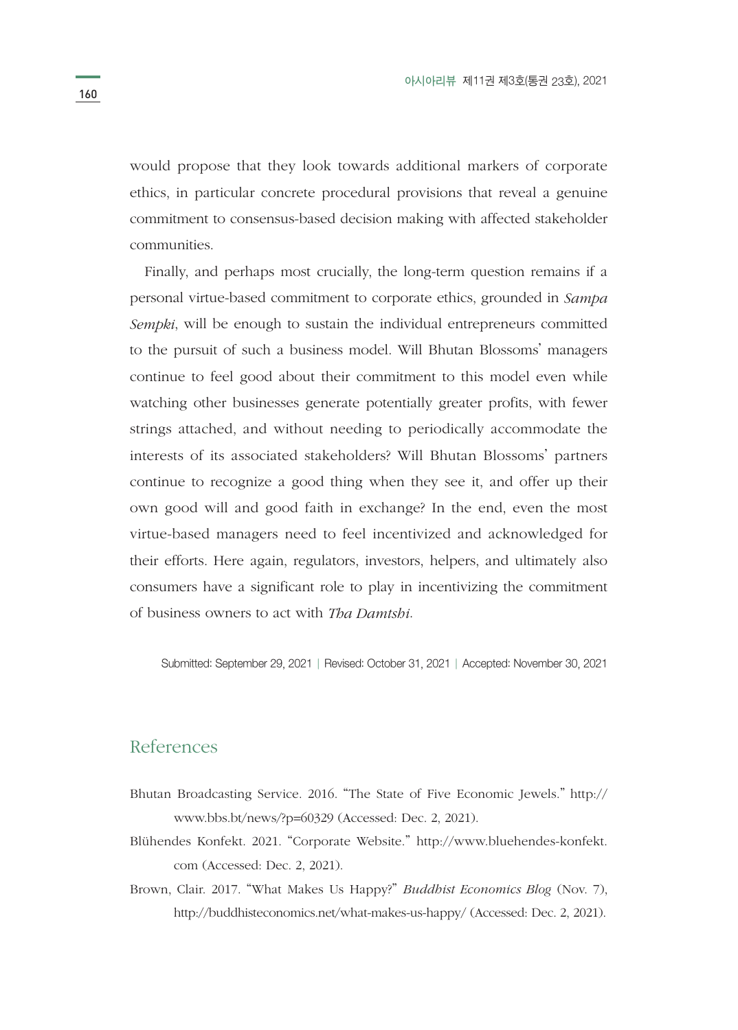would propose that they look towards additional markers of corporate ethics, in particular concrete procedural provisions that reveal a genuine commitment to consensus-based decision making with affected stakeholder communities.

Finally, and perhaps most crucially, the long-term question remains if a personal virtue-based commitment to corporate ethics, grounded in *Sampa Sempki*, will be enough to sustain the individual entrepreneurs committed to the pursuit of such a business model. Will Bhutan Blossoms' managers continue to feel good about their commitment to this model even while watching other businesses generate potentially greater profits, with fewer strings attached, and without needing to periodically accommodate the interests of its associated stakeholders? Will Bhutan Blossoms' partners continue to recognize a good thing when they see it, and offer up their own good will and good faith in exchange? In the end, even the most virtue-based managers need to feel incentivized and acknowledged for their efforts. Here again, regulators, investors, helpers, and ultimately also consumers have a significant role to play in incentivizing the commitment of business owners to act with *Tha Damtshi*.

Submitted: September 29, 2021 | Revised: October 31, 2021 | Accepted: November 30, 2021

## References

Bhutan Broadcasting Service. 2016. "The State of Five Economic Jewels." http://www.bbs.bt/news/?p=60329 (Accessed: Dec. 2, 2021).

Blühendes Konfekt. 2021. "Corporate Website." http://www.bluehendes-konfekt.com (Accessed: Dec. 2, 2021).

Brown, Clair. 2017. "What Makes Us Happy?" *Buddhist Economics Blog* (Nov. 7), http://buddhisteconomics.net/what-makes-us-happy/ (Accessed: Dec. 2, 2021).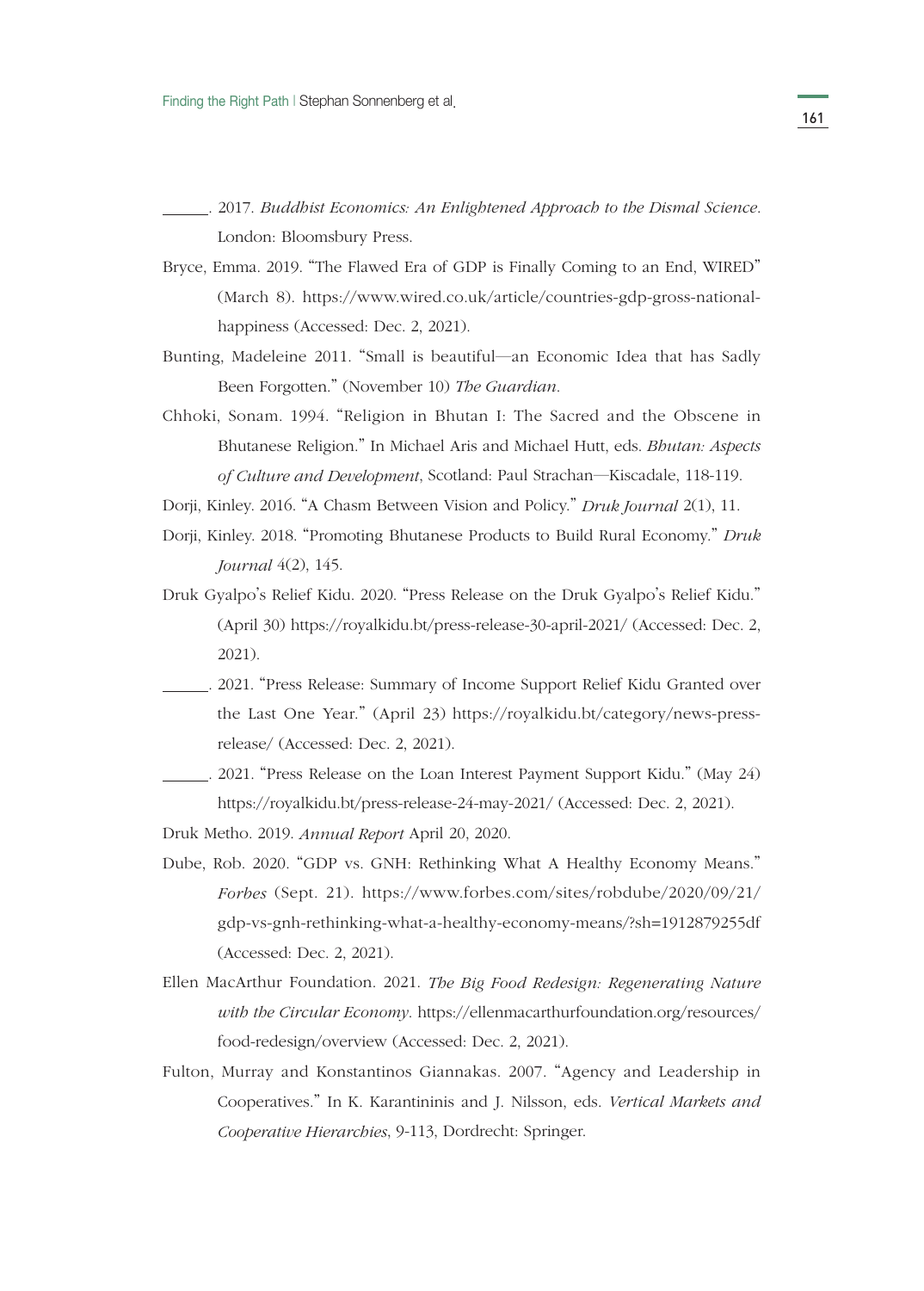\_\_\_\_\_\_. 2017. *Buddhist Economics: An Enlightened Approach to the Dismal Science*. London: Bloomsbury Press.

Bryce, Emma. 2019. "The Flawed Era of GDP is Finally Coming to an End, WIRED" (March 8). https://www.wired.co.uk/article/countries-gdp-gross-national-happiness (Accessed: Dec. 2, 2021).

Bunting, Madeleine 2011. "Small is beautiful—an Economic Idea that has Sadly Been Forgotten." (November 10) *The Guardian*.

Chhoki, Sonam. 1994. "Religion in Bhutan I: The Sacred and the Obscene in Bhutanese Religion." In Michael Aris and Michael Hutt, eds. *Bhutan: Aspects of Culture and Development*, Scotland: Paul Strachan—Kiscadale, 118-119.

Dorji, Kinley. 2016. "A Chasm Between Vision and Policy." *Druk Journal* 2(1), 11.

Dorji, Kinley. 2018. "Promoting Bhutanese Products to Build Rural Economy." *Druk Journal* 4(2), 145.

Druk Gyalpo's Relief Kidu. 2020. "Press Release on the Druk Gyalpo's Relief Kidu." (April 30) https://royalkidu.bt/press-release-30-april-2021/ (Accessed: Dec. 2, 2021).

\_\_\_\_\_\_. 2021. "Press Release: Summary of Income Support Relief Kidu Granted over the Last One Year." (April 23) https://royalkidu.bt/category/news-press-release/ (Accessed: Dec. 2, 2021).

\_\_\_\_\_\_. 2021. "Press Release on the Loan Interest Payment Support Kidu." (May 24) https://royalkidu.bt/press-release-24-may-2021/ (Accessed: Dec. 2, 2021).

Druk Metho. 2019. *Annual Report* April 20, 2020.

Dube, Rob. 2020. "GDP vs. GNH: Rethinking What A Healthy Economy Means." *Forbes* (Sept. 21). https://www.forbes.com/sites/robdube/2020/09/21/gdp-vs-gnh-rethinking-what-a-healthy-economy-means/?sh=1912879255df (Accessed: Dec. 2, 2021).

Ellen MacArthur Foundation. 2021. *The Big Food Redesign: Regenerating Nature with the Circular Economy*. https://ellenmacarthurfoundation.org/resources/food-redesign/overview (Accessed: Dec. 2, 2021).

Fulton, Murray and Konstantinos Giannakas. 2007. "Agency and Leadership in Cooperatives." In K. Karantininis and J. Nilsson, eds. *Vertical Markets and Cooperative Hierarchies*, 9-113, Dordrecht: Springer.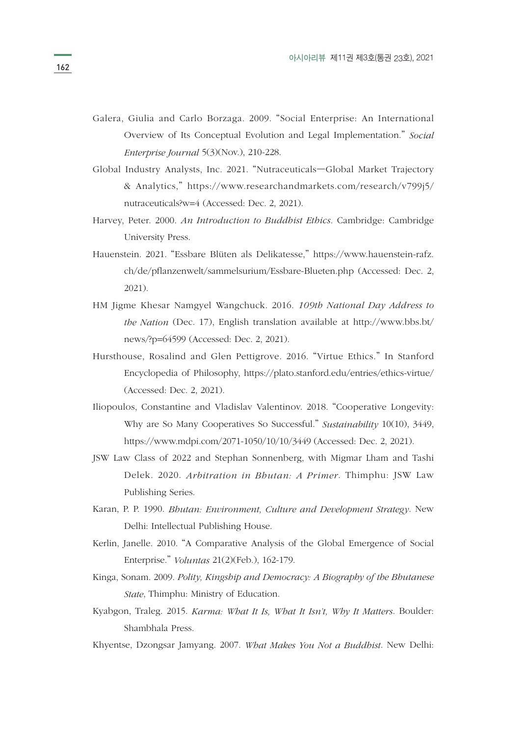Galera, Giulia and Carlo Borzaga. 2009. "Social Enterprise: An International Overview of Its Conceptual Evolution and Legal Implementation." *Social Enterprise Journal* 5(3)(Nov.), 210-228.

Global Industry Analysts, Inc. 2021. "Nutraceuticals—Global Market Trajectory & Analytics," https://www.researchandmarkets.com/research/v799j5/nutraceuticals?w=4 (Accessed: Dec. 2, 2021).

Harvey, Peter. 2000. *An Introduction to Buddhist Ethics*. Cambridge: Cambridge University Press.

Hauenstein. 2021. "Essbare Blüten als Delikatesse," https://www.hauenstein-rafz.ch/de/pflanzenwelt/sammelsurium/Essbare-Blueten.php (Accessed: Dec. 2, 2021).

HM Jigme Khesar Namgyel Wangchuck. 2016. *109th National Day Address to the Nation* (Dec. 17), English translation available at http://www.bbs.bt/news/?p=64599 (Accessed: Dec. 2, 2021).

Hursthouse, Rosalind and Glen Pettigrove. 2016. "Virtue Ethics." In Stanford Encyclopedia of Philosophy, https://plato.stanford.edu/entries/ethics-virtue/ (Accessed: Dec. 2, 2021).

Iliopoulos, Constantine and Vladislav Valentinov. 2018. "Cooperative Longevity: Why are So Many Cooperatives So Successful." *Sustainability* 10(10), 3449, https://www.mdpi.com/2071-1050/10/10/3449 (Accessed: Dec. 2, 2021).

JSW Law Class of 2022 and Stephan Sonnenberg, with Migmar Lham and Tashi Delek. 2020. *Arbitration in Bhutan: A Primer*. Thimphu: JSW Law Publishing Series.

Karan, P. P. 1990. *Bhutan: Environment, Culture and Development Strategy*. New Delhi: Intellectual Publishing House.

Kerlin, Janelle. 2010. "A Comparative Analysis of the Global Emergence of Social Enterprise." *Voluntas* 21(2)(Feb.), 162-179.

Kinga, Sonam. 2009. *Polity, Kingship and Democracy: A Biography of the Bhutanese State*, Thimphu: Ministry of Education.

Kyabgon, Traleg. 2015. *Karma: What It Is, What It Isn't, Why It Matters*. Boulder: Shambhala Press.

Khyentse, Dzongsar Jamyang. 2007. *What Makes You Not a Buddhist*. New Delhi: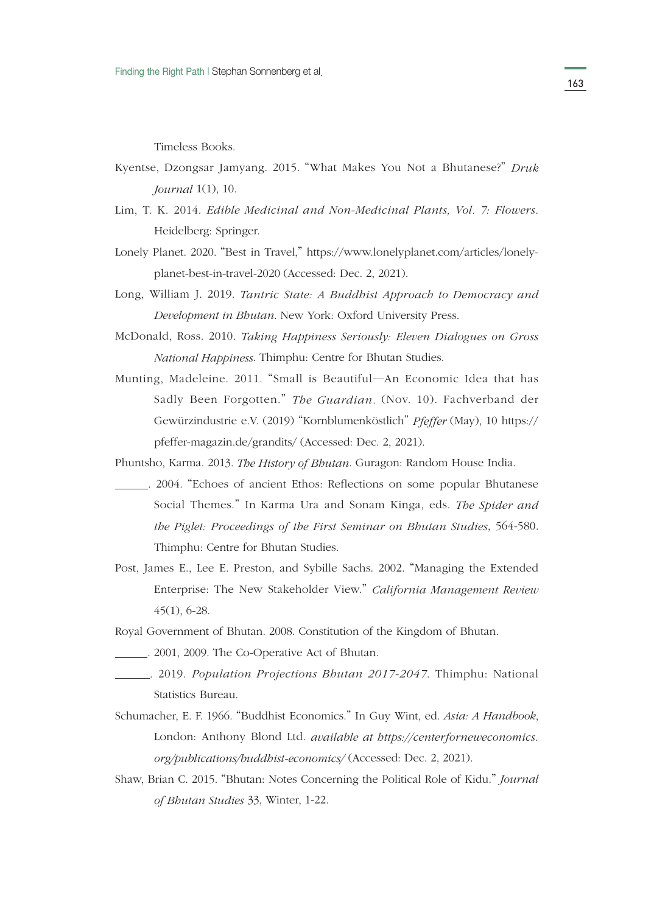Timeless Books.

Kyentse, Dzongsar Jamyang. 2015. "What Makes You Not a Bhutanese?" *Druk Journal* 1(1), 10.

Lim, T. K. 2014. *Edible Medicinal and Non-Medicinal Plants, Vol. 7: Flowers*. Heidelberg: Springer.

Lonely Planet. 2020. "Best in Travel," https://www.lonelyplanet.com/articles/lonely-planet-best-in-travel-2020 (Accessed: Dec. 2, 2021).

Long, William J. 2019. *Tantric State: A Buddhist Approach to Democracy and Development in Bhutan*. New York: Oxford University Press.

McDonald, Ross. 2010. *Taking Happiness Seriously: Eleven Dialogues on Gross National Happiness*. Thimphu: Centre for Bhutan Studies.

Munting, Madeleine. 2011. "Small is Beautiful—An Economic Idea that has Sadly Been Forgotten." *The Guardian*. (Nov. 10). Fachverband der Gewürzindustrie e.V. (2019) "Kornblumenköstlich" *Pfeffer* (May), 10 https://pfeffer-magazin.de/grandits/ (Accessed: Dec. 2, 2021).

Phuntsho, Karma. 2013. *The History of Bhutan*. Guragon: Random House India.

______. 2004. "Echoes of ancient Ethos: Reflections on some popular Bhutanese Social Themes." In Karma Ura and Sonam Kinga, eds. *The Spider and the Piglet: Proceedings of the First Seminar on Bhutan Studies*, 564-580. Thimphu: Centre for Bhutan Studies.

Post, James E., Lee E. Preston, and Sybille Sachs. 2002. "Managing the Extended Enterprise: The New Stakeholder View." *California Management Review* 45(1), 6-28.

Royal Government of Bhutan. 2008. Constitution of the Kingdom of Bhutan.

______. 2001, 2009. The Co-Operative Act of Bhutan.

______. 2019. *Population Projections Bhutan 2017-2047*. Thimphu: National Statistics Bureau.

Schumacher, E. F. 1966. "Buddhist Economics." In Guy Wint, ed. *Asia: A Handbook*, London: Anthony Blond Ltd. *available at https://centerforneweconomics.org/publications/buddhist-economics/* (Accessed: Dec. 2, 2021).

Shaw, Brian C. 2015. "Bhutan: Notes Concerning the Political Role of Kidu." *Journal of Bhutan Studies* 33, Winter, 1-22.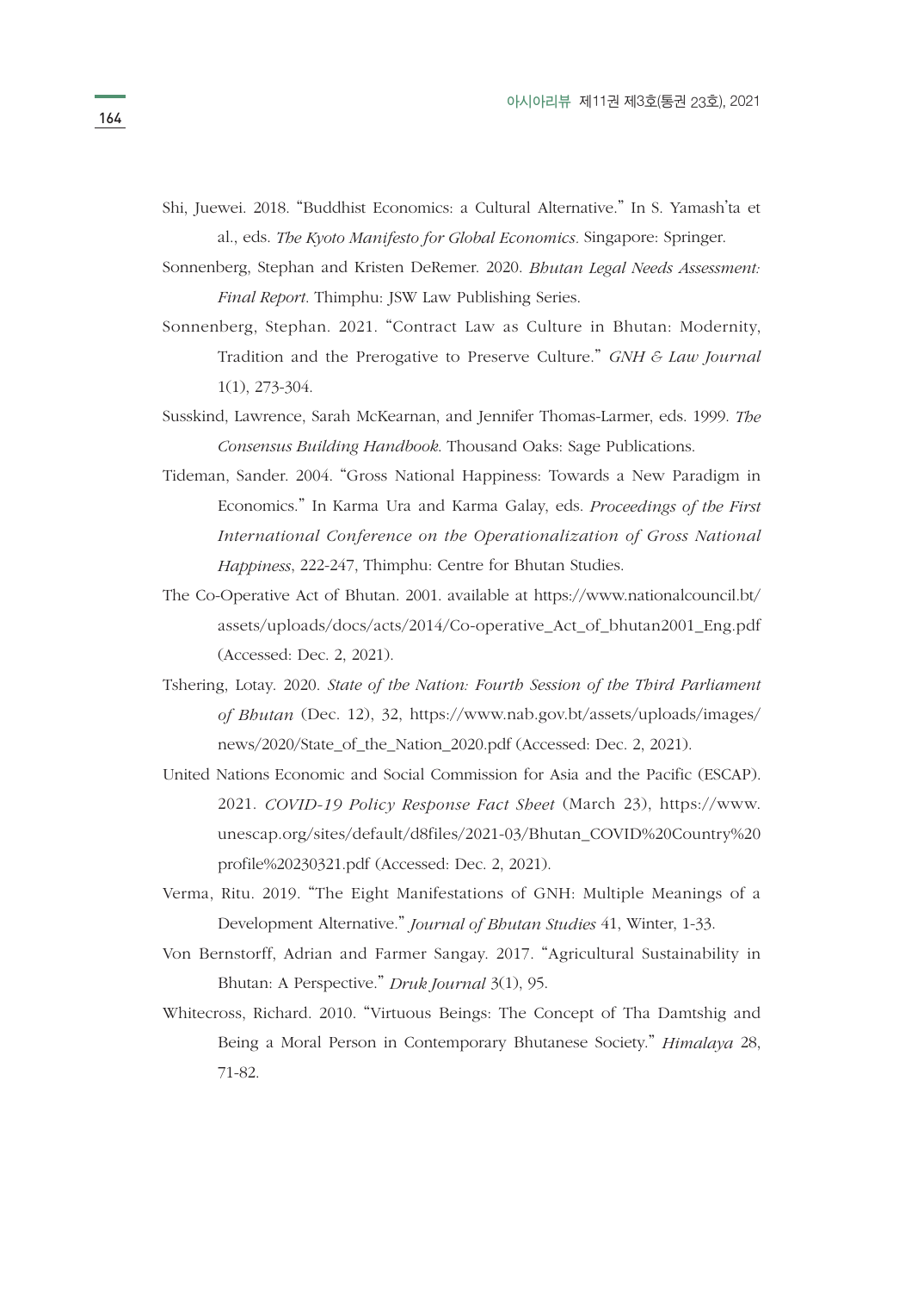Shi, Juewei. 2018. "Buddhist Economics: a Cultural Alternative." In S. Yamash'ta et al., eds. *The Kyoto Manifesto for Global Economics*. Singapore: Springer.

Sonnenberg, Stephan and Kristen DeRemer. 2020. *Bhutan Legal Needs Assessment: Final Report*. Thimphu: JSW Law Publishing Series.

Sonnenberg, Stephan. 2021. "Contract Law as Culture in Bhutan: Modernity, Tradition and the Prerogative to Preserve Culture." *GNH & Law Journal* 1(1), 273-304.

Susskind, Lawrence, Sarah McKearnan, and Jennifer Thomas-Larmer, eds. 1999. *The Consensus Building Handbook*. Thousand Oaks: Sage Publications.

Tideman, Sander. 2004. "Gross National Happiness: Towards a New Paradigm in Economics." In Karma Ura and Karma Galay, eds. *Proceedings of the First International Conference on the Operationalization of Gross National Happiness*, 222-247, Thimphu: Centre for Bhutan Studies.

The Co-Operative Act of Bhutan. 2001. available at https://www.nationalcouncil.bt/assets/uploads/docs/acts/2014/Co-operative_Act_of_bhutan2001_Eng.pdf (Accessed: Dec. 2, 2021).

Tshering, Lotay. 2020. *State of the Nation: Fourth Session of the Third Parliament of Bhutan* (Dec. 12), 32, https://www.nab.gov.bt/assets/uploads/images/news/2020/State_of_the_Nation_2020.pdf (Accessed: Dec. 2, 2021).

United Nations Economic and Social Commission for Asia and the Pacific (ESCAP). 2021. *COVID-19 Policy Response Fact Sheet* (March 23), https://www.unescap.org/sites/default/d8files/2021-03/Bhutan_COVID%20Country%20profile%20230321.pdf (Accessed: Dec. 2, 2021).

Verma, Ritu. 2019. "The Eight Manifestations of GNH: Multiple Meanings of a Development Alternative." *Journal of Bhutan Studies* 41, Winter, 1-33.

Von Bernstorff, Adrian and Farmer Sangay. 2017. "Agricultural Sustainability in Bhutan: A Perspective." *Druk Journal* 3(1), 95.

Whitecross, Richard. 2010. "Virtuous Beings: The Concept of Tha Damtshig and Being a Moral Person in Contemporary Bhutanese Society." *Himalaya* 28, 71-82.